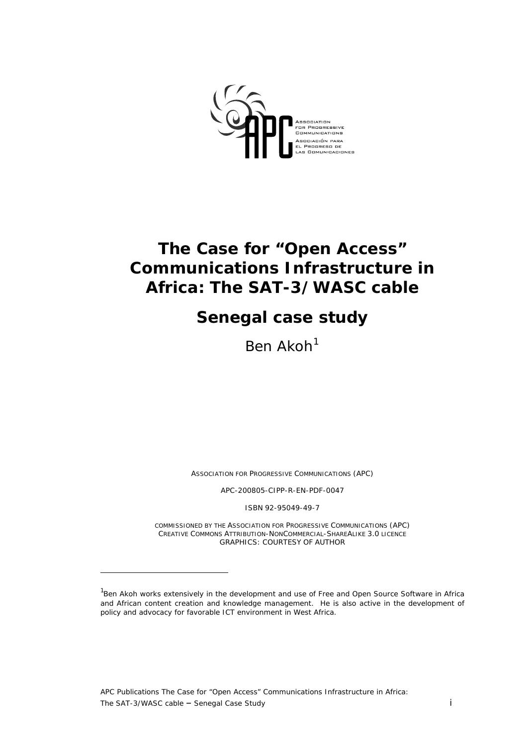Association for Progressive Communications
Asociación para el Progreso de las Comunicaciones

# The Case for "Open Access" Communications Infrastructure in Africa: The SAT-3/WASC cable

## Senegal case study

Ben Akoh[1]

ASSOCIATION FOR PROGRESSIVE COMMUNICATIONS (APC)

APC-200805-CIPP-R-EN-PDF-0047

ISBN 92-95049-49-7

COMMISSIONED BY THE ASSOCIATION FOR PROGRESSIVE COMMUNICATIONS (APC)
CREATIVE COMMONS ATTRIBUTION-NONCOMMERCIAL-SHAREALIKE 3.0 LICENCE
GRAPHICS: COURTESY OF AUTHOR

---

[1] Ben Akoh works extensively in the development and use of Free and Open Source Software in Africa and African content creation and knowledge management. He is also active in the development of policy and advocacy for favorable ICT environment in West Africa.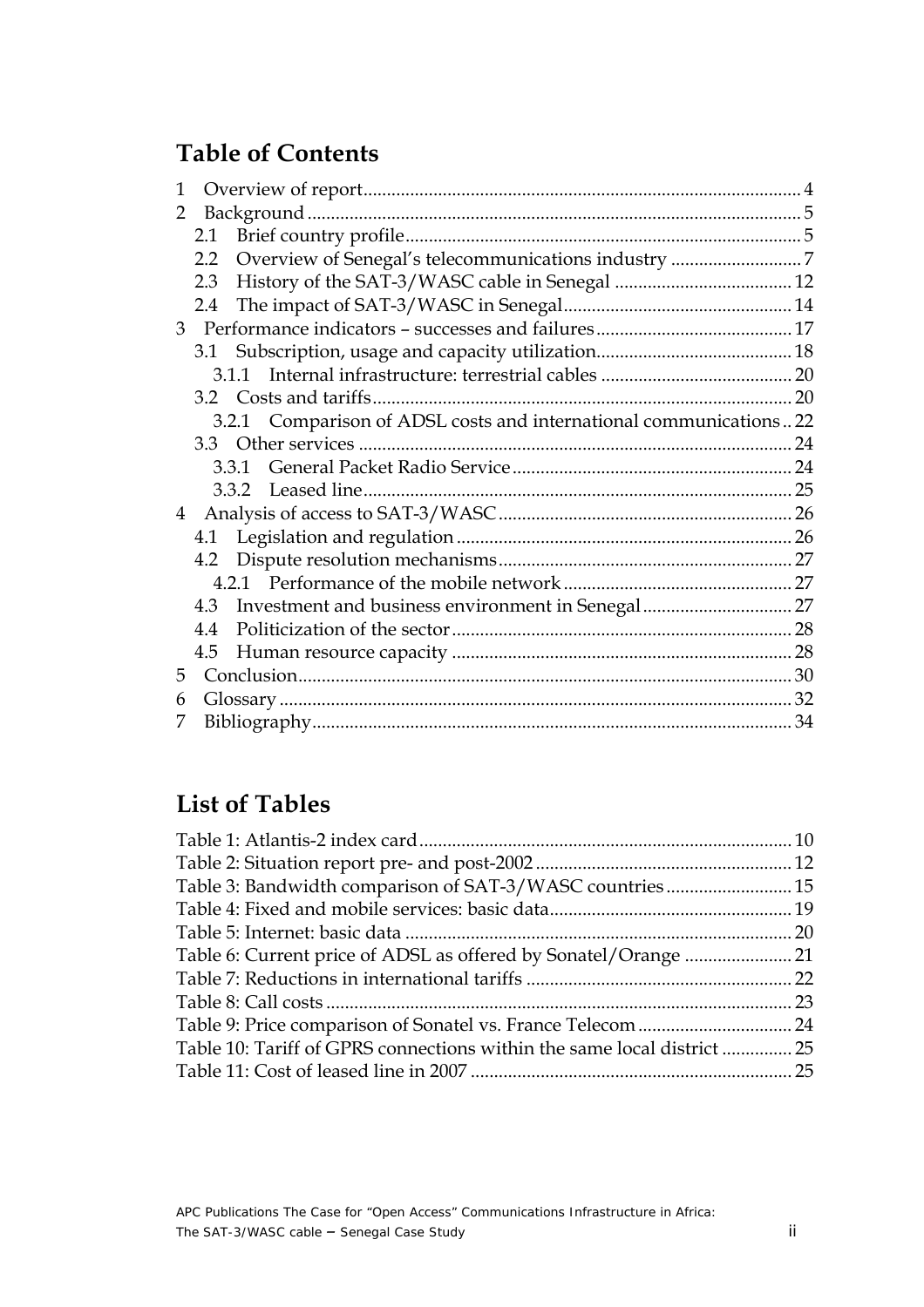## Table of Contents

1 Overview of report ... 4
2 Background ... 5
 2.1 Brief country profile ... 5
 2.2 Overview of Senegal's telecommunications industry ... 7
 2.3 History of the SAT-3/WASC cable in Senegal ... 12
 2.4 The impact of SAT-3/WASC in Senegal ... 14
3 Performance indicators – successes and failures ... 17
 3.1 Subscription, usage and capacity utilization ... 18
  3.1.1 Internal infrastructure: terrestrial cables ... 20
 3.2 Costs and tariffs ... 20
  3.2.1 Comparison of ADSL costs and international communications .. 22
 3.3 Other services ... 24
  3.3.1 General Packet Radio Service ... 24
  3.3.2 Leased line ... 25
4 Analysis of access to SAT-3/WASC ... 26
 4.1 Legislation and regulation ... 26
 4.2 Dispute resolution mechanisms ... 27
  4.2.1 Performance of the mobile network ... 27
 4.3 Investment and business environment in Senegal ... 27
 4.4 Politicization of the sector ... 28
 4.5 Human resource capacity ... 28
5 Conclusion ... 30
6 Glossary ... 32
7 Bibliography ... 34

## List of Tables

Table 1: Atlantis-2 index card ... 10
Table 2: Situation report pre- and post-2002 ... 12
Table 3: Bandwidth comparison of SAT-3/WASC countries ... 15
Table 4: Fixed and mobile services: basic data ... 19
Table 5: Internet: basic data ... 20
Table 6: Current price of ADSL as offered by Sonatel/Orange ... 21
Table 7: Reductions in international tariffs ... 22
Table 8: Call costs ... 23
Table 9: Price comparison of Sonatel vs. France Telecom ... 24
Table 10: Tariff of GPRS connections within the same local district ... 25
Table 11: Cost of leased line in 2007 ... 25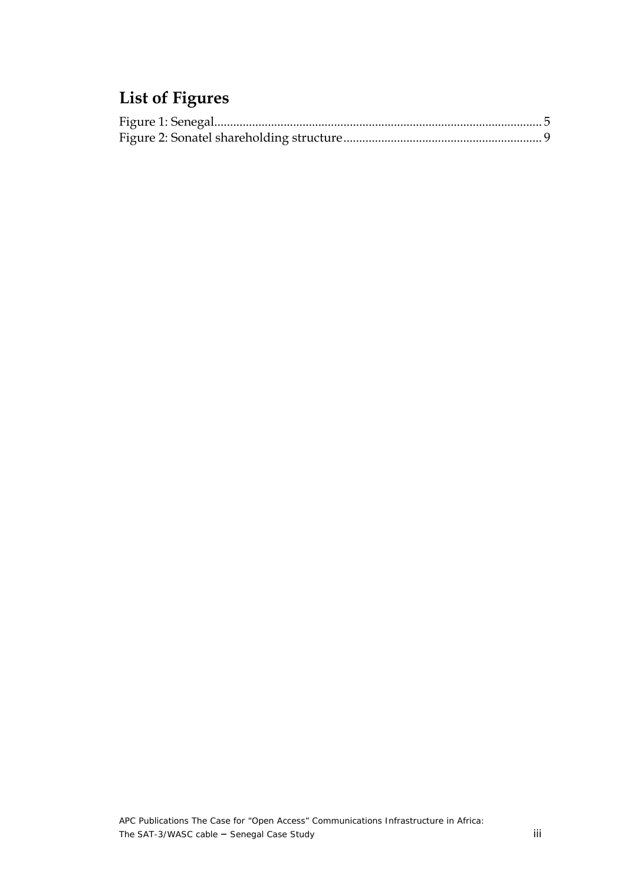# List of Figures

Figure 1: Senegal....................................................................................................... 5
Figure 2: Sonatel shareholding structure.............................................................. 9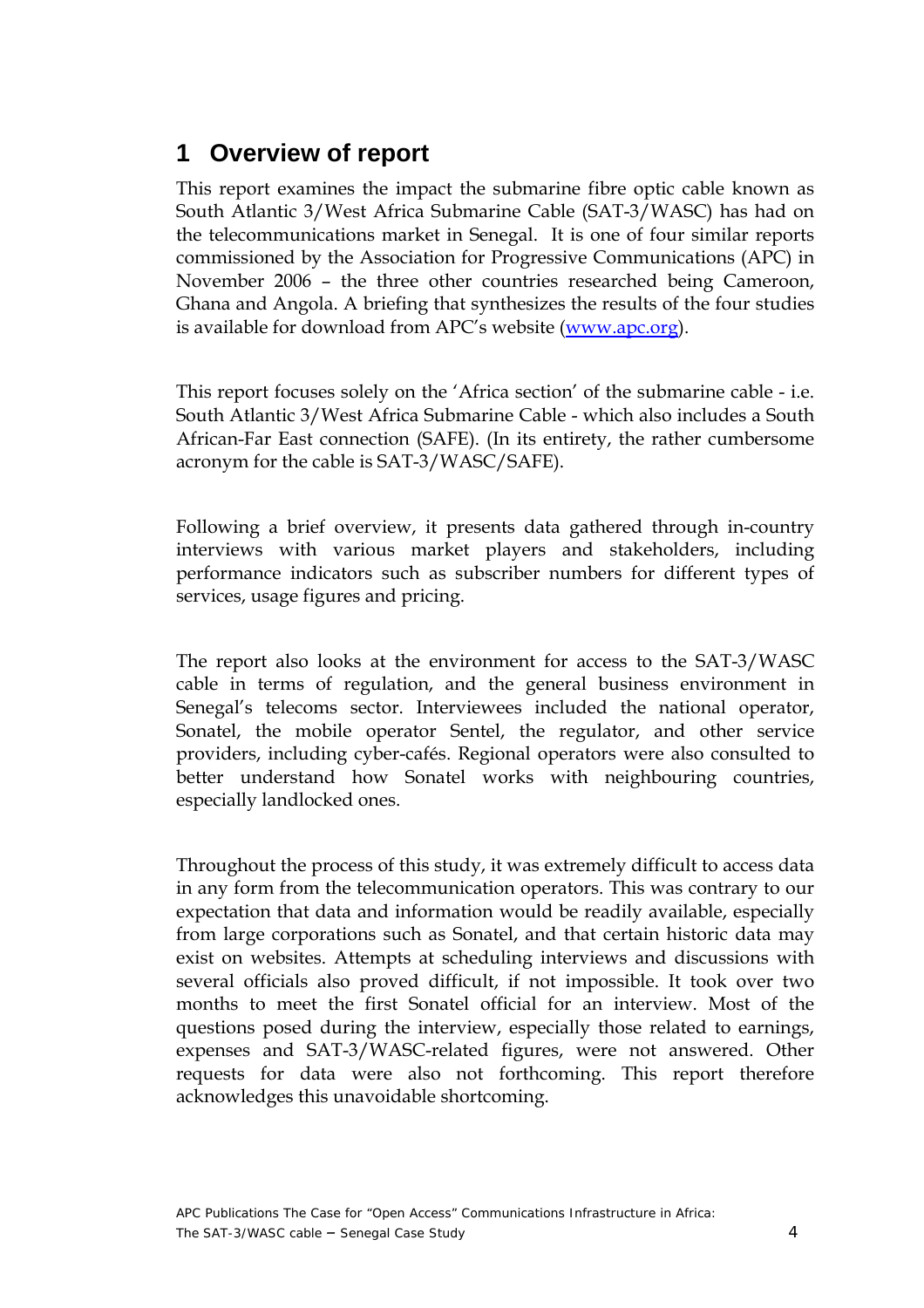# 1 Overview of report

This report examines the impact the submarine fibre optic cable known as South Atlantic 3/West Africa Submarine Cable (SAT-3/WASC) has had on the telecommunications market in Senegal. It is one of four similar reports commissioned by the Association for Progressive Communications (APC) in November 2006 – the three other countries researched being Cameroon, Ghana and Angola. A briefing that synthesizes the results of the four studies is available for download from APC's website ([www.apc.org](http://www.apc.org)).

This report focuses solely on the 'Africa section' of the submarine cable - i.e. South Atlantic 3/West Africa Submarine Cable - which also includes a South African-Far East connection (SAFE). (In its entirety, the rather cumbersome acronym for the cable is SAT-3/WASC/SAFE).

Following a brief overview, it presents data gathered through in-country interviews with various market players and stakeholders, including performance indicators such as subscriber numbers for different types of services, usage figures and pricing.

The report also looks at the environment for access to the SAT-3/WASC cable in terms of regulation, and the general business environment in Senegal's telecoms sector. Interviewees included the national operator, Sonatel, the mobile operator Sentel, the regulator, and other service providers, including cyber-cafés. Regional operators were also consulted to better understand how Sonatel works with neighbouring countries, especially landlocked ones.

Throughout the process of this study, it was extremely difficult to access data in any form from the telecommunication operators. This was contrary to our expectation that data and information would be readily available, especially from large corporations such as Sonatel, and that certain historic data may exist on websites. Attempts at scheduling interviews and discussions with several officials also proved difficult, if not impossible. It took over two months to meet the first Sonatel official for an interview. Most of the questions posed during the interview, especially those related to earnings, expenses and SAT-3/WASC-related figures, were not answered. Other requests for data were also not forthcoming. This report therefore acknowledges this unavoidable shortcoming.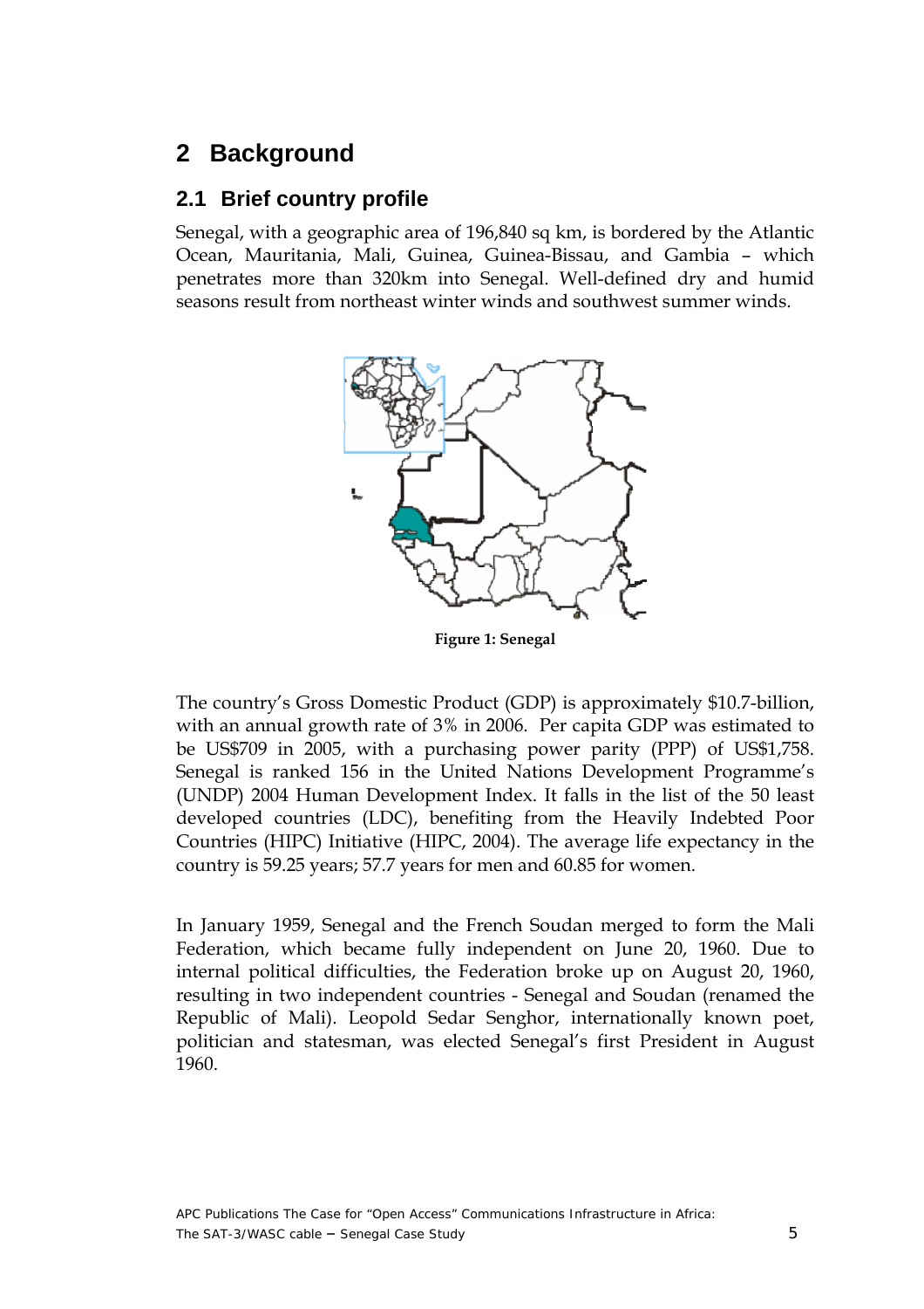# 2 Background

## 2.1 Brief country profile

Senegal, with a geographic area of 196,840 sq km, is bordered by the Atlantic Ocean, Mauritania, Mali, Guinea, Guinea-Bissau, and Gambia – which penetrates more than 320km into Senegal. Well-defined dry and humid seasons result from northeast winter winds and southwest summer winds.

**Figure 1: Senegal**

The country's Gross Domestic Product (GDP) is approximately $10.7-billion, with an annual growth rate of 3% in 2006. Per capita GDP was estimated to be US$709 in 2005, with a purchasing power parity (PPP) of US$1,758. Senegal is ranked 156 in the United Nations Development Programme's (UNDP) 2004 Human Development Index. It falls in the list of the 50 least developed countries (LDC), benefiting from the Heavily Indebted Poor Countries (HIPC) Initiative (HIPC, 2004). The average life expectancy in the country is 59.25 years; 57.7 years for men and 60.85 for women.

In January 1959, Senegal and the French Soudan merged to form the Mali Federation, which became fully independent on June 20, 1960. Due to internal political difficulties, the Federation broke up on August 20, 1960, resulting in two independent countries - Senegal and Soudan (renamed the Republic of Mali). Leopold Sedar Senghor, internationally known poet, politician and statesman, was elected Senegal's first President in August 1960.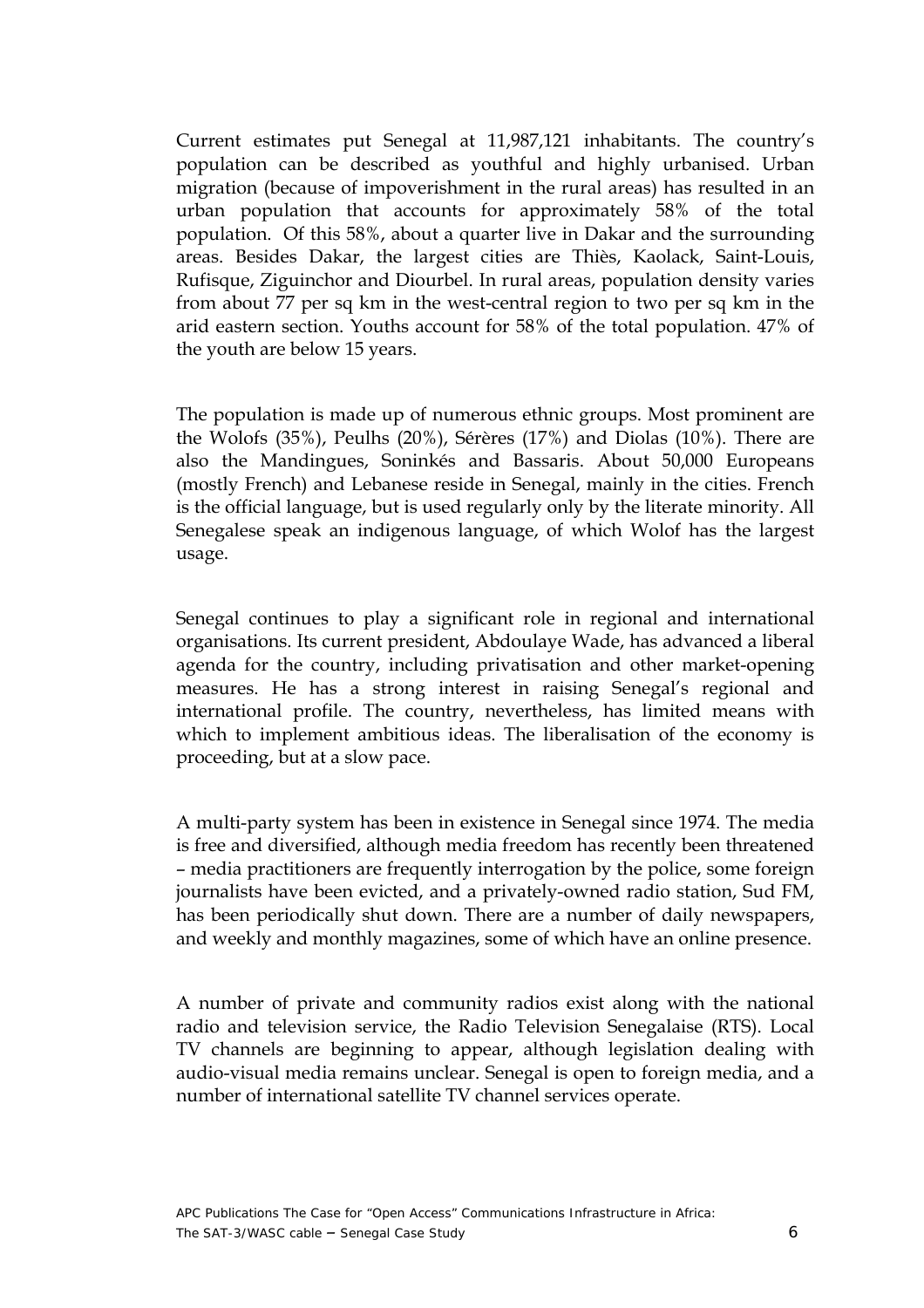Current estimates put Senegal at 11,987,121 inhabitants. The country's population can be described as youthful and highly urbanised. Urban migration (because of impoverishment in the rural areas) has resulted in an urban population that accounts for approximately 58% of the total population. Of this 58%, about a quarter live in Dakar and the surrounding areas. Besides Dakar, the largest cities are Thiès, Kaolack, Saint-Louis, Rufisque, Ziguinchor and Diourbel. In rural areas, population density varies from about 77 per sq km in the west-central region to two per sq km in the arid eastern section. Youths account for 58% of the total population. 47% of the youth are below 15 years.

The population is made up of numerous ethnic groups. Most prominent are the Wolofs (35%), Peulhs (20%), Sérères (17%) and Diolas (10%). There are also the Mandingues, Soninkés and Bassaris. About 50,000 Europeans (mostly French) and Lebanese reside in Senegal, mainly in the cities. French is the official language, but is used regularly only by the literate minority. All Senegalese speak an indigenous language, of which Wolof has the largest usage.

Senegal continues to play a significant role in regional and international organisations. Its current president, Abdoulaye Wade, has advanced a liberal agenda for the country, including privatisation and other market-opening measures. He has a strong interest in raising Senegal's regional and international profile. The country, nevertheless, has limited means with which to implement ambitious ideas. The liberalisation of the economy is proceeding, but at a slow pace.

A multi-party system has been in existence in Senegal since 1974. The media is free and diversified, although media freedom has recently been threatened – media practitioners are frequently interrogation by the police, some foreign journalists have been evicted, and a privately-owned radio station, Sud FM, has been periodically shut down. There are a number of daily newspapers, and weekly and monthly magazines, some of which have an online presence.

A number of private and community radios exist along with the national radio and television service, the Radio Television Senegalaise (RTS). Local TV channels are beginning to appear, although legislation dealing with audio-visual media remains unclear. Senegal is open to foreign media, and a number of international satellite TV channel services operate.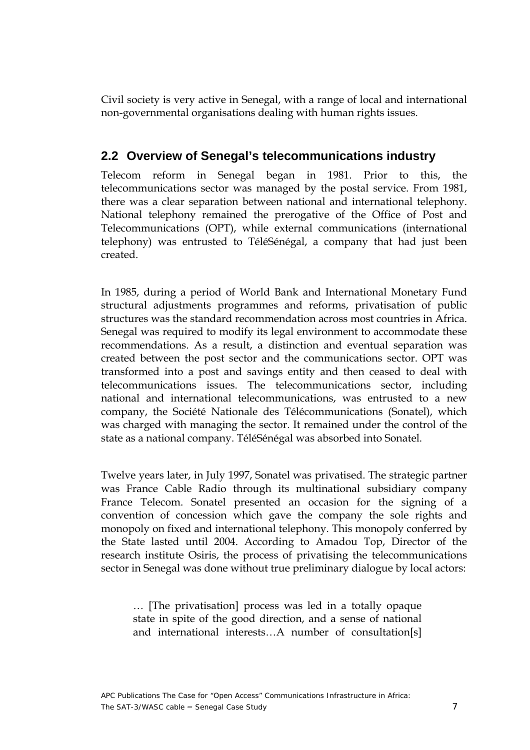Civil society is very active in Senegal, with a range of local and international non-governmental organisations dealing with human rights issues.

## 2.2 Overview of Senegal's telecommunications industry

Telecom reform in Senegal began in 1981. Prior to this, the telecommunications sector was managed by the postal service. From 1981, there was a clear separation between national and international telephony. National telephony remained the prerogative of the Office of Post and Telecommunications (OPT), while external communications (international telephony) was entrusted to TéléSénégal, a company that had just been created.

In 1985, during a period of World Bank and International Monetary Fund structural adjustments programmes and reforms, privatisation of public structures was the standard recommendation across most countries in Africa. Senegal was required to modify its legal environment to accommodate these recommendations. As a result, a distinction and eventual separation was created between the post sector and the communications sector. OPT was transformed into a post and savings entity and then ceased to deal with telecommunications issues. The telecommunications sector, including national and international telecommunications, was entrusted to a new company, the Société Nationale des Télécommunications (Sonatel), which was charged with managing the sector. It remained under the control of the state as a national company. TéléSénégal was absorbed into Sonatel.

Twelve years later, in July 1997, Sonatel was privatised. The strategic partner was France Cable Radio through its multinational subsidiary company France Telecom. Sonatel presented an occasion for the signing of a convention of concession which gave the company the sole rights and monopoly on fixed and international telephony. This monopoly conferred by the State lasted until 2004. According to Amadou Top, Director of the research institute Osiris, the process of privatising the telecommunications sector in Senegal was done without true preliminary dialogue by local actors:

> … [The privatisation] process was led in a totally opaque state in spite of the good direction, and a sense of national and international interests…A number of consultation[s]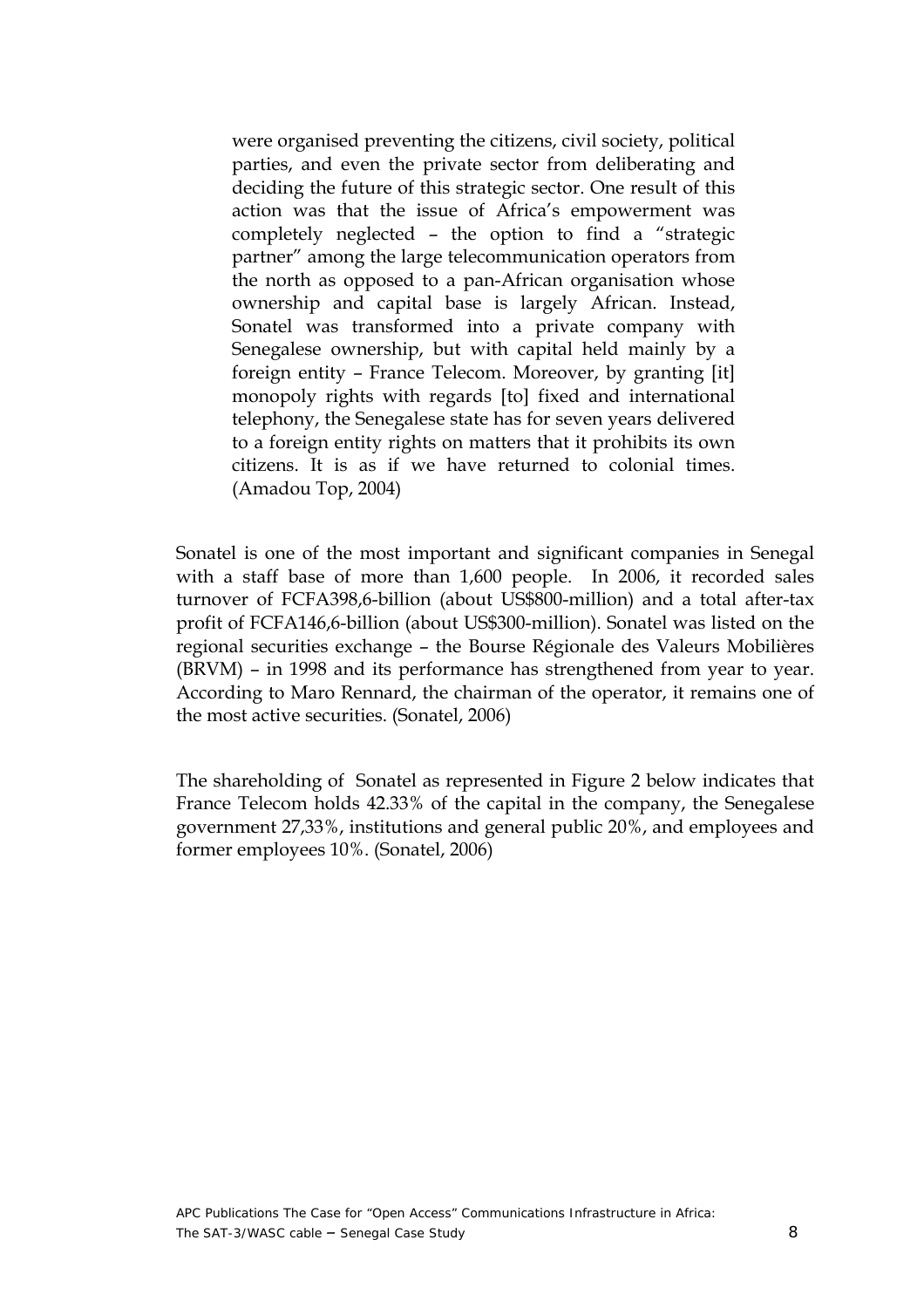> were organised preventing the citizens, civil society, political parties, and even the private sector from deliberating and deciding the future of this strategic sector. One result of this action was that the issue of Africa's empowerment was completely neglected – the option to find a "strategic partner" among the large telecommunication operators from the north as opposed to a pan-African organisation whose ownership and capital base is largely African. Instead, Sonatel was transformed into a private company with Senegalese ownership, but with capital held mainly by a foreign entity – France Telecom. Moreover, by granting [it] monopoly rights with regards [to] fixed and international telephony, the Senegalese state has for seven years delivered to a foreign entity rights on matters that it prohibits its own citizens. It is as if we have returned to colonial times. (Amadou Top, 2004)

Sonatel is one of the most important and significant companies in Senegal with a staff base of more than 1,600 people. In 2006, it recorded sales turnover of FCFA398,6-billion (about US$800-million) and a total after-tax profit of FCFA146,6-billion (about US$300-million). Sonatel was listed on the regional securities exchange – the Bourse Régionale des Valeurs Mobilières (BRVM) – in 1998 and its performance has strengthened from year to year. According to Maro Rennard, the chairman of the operator, it remains one of the most active securities. (Sonatel, 2006)

The shareholding of Sonatel as represented in Figure 2 below indicates that France Telecom holds 42.33% of the capital in the company, the Senegalese government 27,33%, institutions and general public 20%, and employees and former employees 10%. (Sonatel, 2006)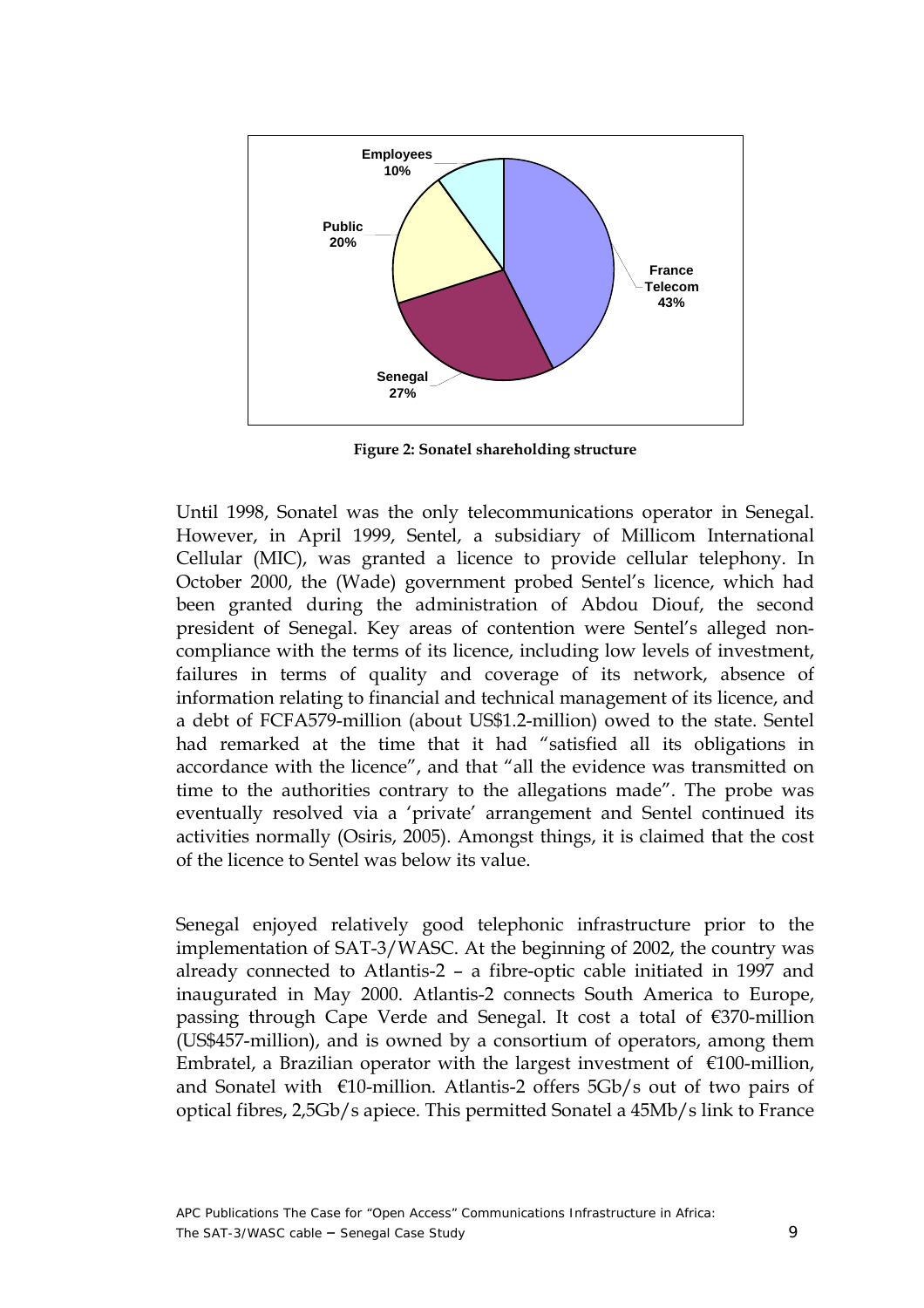**Figure 2: Sonatel shareholding structure**

Until 1998, Sonatel was the only telecommunications operator in Senegal. However, in April 1999, Sentel, a subsidiary of Millicom International Cellular (MIC), was granted a licence to provide cellular telephony. In October 2000, the (Wade) government probed Sentel's licence, which had been granted during the administration of Abdou Diouf, the second president of Senegal. Key areas of contention were Sentel's alleged non-compliance with the terms of its licence, including low levels of investment, failures in terms of quality and coverage of its network, absence of information relating to financial and technical management of its licence, and a debt of FCFA579-million (about US$1.2-million) owed to the state. Sentel had remarked at the time that it had "satisfied all its obligations in accordance with the licence", and that "all the evidence was transmitted on time to the authorities contrary to the allegations made". The probe was eventually resolved via a 'private' arrangement and Sentel continued its activities normally (Osiris, 2005). Amongst things, it is claimed that the cost of the licence to Sentel was below its value.

Senegal enjoyed relatively good telephonic infrastructure prior to the implementation of SAT-3/WASC. At the beginning of 2002, the country was already connected to Atlantis-2 – a fibre-optic cable initiated in 1997 and inaugurated in May 2000. Atlantis-2 connects South America to Europe, passing through Cape Verde and Senegal. It cost a total of €370-million (US$457-million), and is owned by a consortium of operators, among them Embratel, a Brazilian operator with the largest investment of €100-million, and Sonatel with €10-million. Atlantis-2 offers 5Gb/s out of two pairs of optical fibres, 2,5Gb/s apiece. This permitted Sonatel a 45Mb/s link to France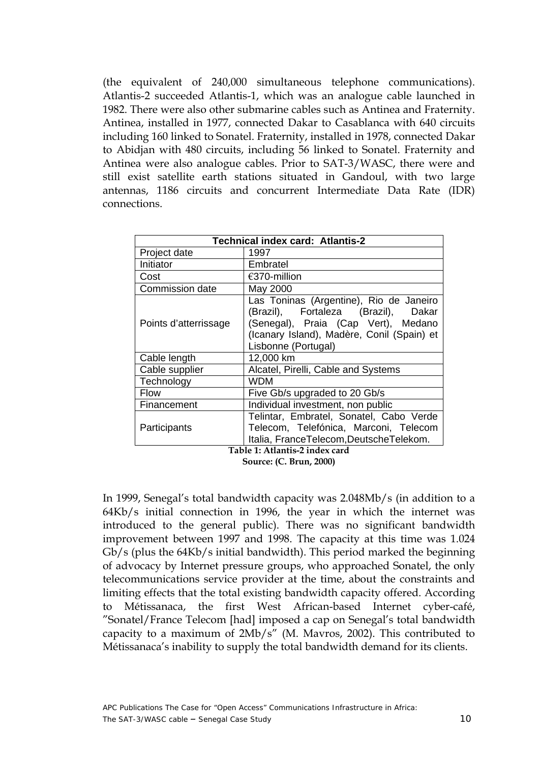(the equivalent of 240,000 simultaneous telephone communications). Atlantis-2 succeeded Atlantis-1, which was an analogue cable launched in 1982. There were also other submarine cables such as Antinea and Fraternity. Antinea, installed in 1977, connected Dakar to Casablanca with 640 circuits including 160 linked to Sonatel. Fraternity, installed in 1978, connected Dakar to Abidjan with 480 circuits, including 56 linked to Sonatel. Fraternity and Antinea were also analogue cables. Prior to SAT-3/WASC, there were and still exist satellite earth stations situated in Gandoul, with two large antennas, 1186 circuits and concurrent Intermediate Data Rate (IDR) connections.

| **Technical index card: Atlantis-2** | |
|---|---|
| Project date | 1997 |
| Initiator | Embratel |
| Cost | €370-million |
| Commission date | May 2000 |
| Points d'atterrissage | Las Toninas (Argentine), Rio de Janeiro (Brazil), Fortaleza (Brazil), Dakar (Senegal), Praia (Cap Vert), Medano (Icanary Island), Madère, Conil (Spain) et Lisbonne (Portugal) |
| Cable length | 12,000 km |
| Cable supplier | Alcatel, Pirelli, Cable and Systems |
| Technology | WDM |
| Flow | Five Gb/s upgraded to 20 Gb/s |
| Financement | Individual investment, non public |
| Participants | Telintar, Embratel, Sonatel, Cabo Verde Telecom, Telefónica, Marconi, Telecom Italia, FranceTelecom,DeutscheTelekom. |

**Table 1: Atlantis-2 index card**

**Source: (C. Brun, 2000)**

In 1999, Senegal's total bandwidth capacity was 2.048Mb/s (in addition to a 64Kb/s initial connection in 1996, the year in which the internet was introduced to the general public). There was no significant bandwidth improvement between 1997 and 1998. The capacity at this time was 1.024 Gb/s (plus the 64Kb/s initial bandwidth). This period marked the beginning of advocacy by Internet pressure groups, who approached Sonatel, the only telecommunications service provider at the time, about the constraints and limiting effects that the total existing bandwidth capacity offered. According to Métissanaca, the first West African-based Internet cyber-café, "Sonatel/France Telecom [had] imposed a cap on Senegal's total bandwidth capacity to a maximum of 2Mb/s" (M. Mavros, 2002). This contributed to Métissanaca's inability to supply the total bandwidth demand for its clients.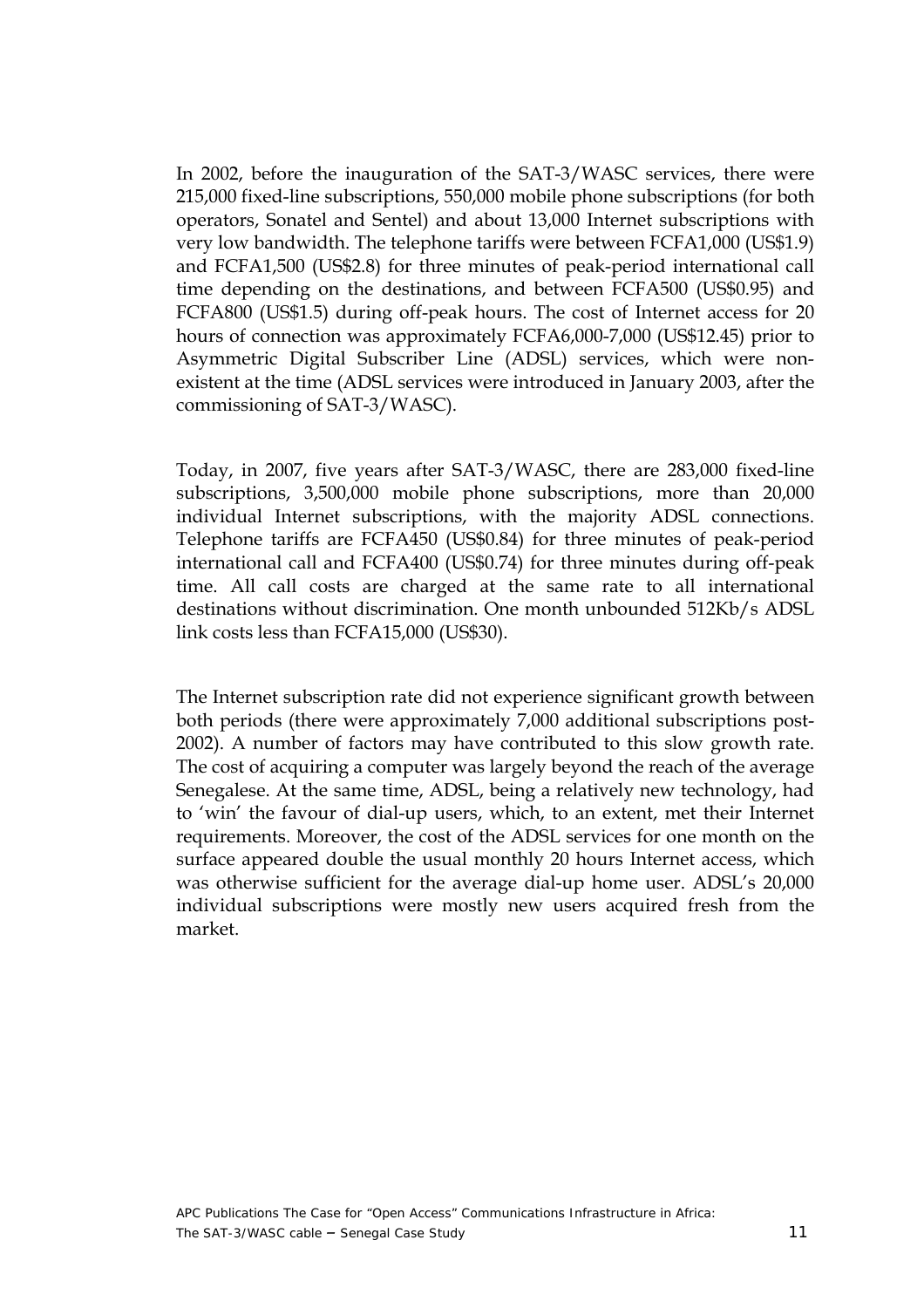In 2002, before the inauguration of the SAT-3/WASC services, there were 215,000 fixed-line subscriptions, 550,000 mobile phone subscriptions (for both operators, Sonatel and Sentel) and about 13,000 Internet subscriptions with very low bandwidth. The telephone tariffs were between FCFA1,000 (US$1.9) and FCFA1,500 (US$2.8) for three minutes of peak-period international call time depending on the destinations, and between FCFA500 (US$0.95) and FCFA800 (US$1.5) during off-peak hours. The cost of Internet access for 20 hours of connection was approximately FCFA6,000-7,000 (US$12.45) prior to Asymmetric Digital Subscriber Line (ADSL) services, which were non-existent at the time (ADSL services were introduced in January 2003, after the commissioning of SAT-3/WASC).

Today, in 2007, five years after SAT-3/WASC, there are 283,000 fixed-line subscriptions, 3,500,000 mobile phone subscriptions, more than 20,000 individual Internet subscriptions, with the majority ADSL connections. Telephone tariffs are FCFA450 (US$0.84) for three minutes of peak-period international call and FCFA400 (US$0.74) for three minutes during off-peak time. All call costs are charged at the same rate to all international destinations without discrimination. One month unbounded 512Kb/s ADSL link costs less than FCFA15,000 (US$30).

The Internet subscription rate did not experience significant growth between both periods (there were approximately 7,000 additional subscriptions post-2002). A number of factors may have contributed to this slow growth rate. The cost of acquiring a computer was largely beyond the reach of the average Senegalese. At the same time, ADSL, being a relatively new technology, had to 'win' the favour of dial-up users, which, to an extent, met their Internet requirements. Moreover, the cost of the ADSL services for one month on the surface appeared double the usual monthly 20 hours Internet access, which was otherwise sufficient for the average dial-up home user. ADSL's 20,000 individual subscriptions were mostly new users acquired fresh from the market.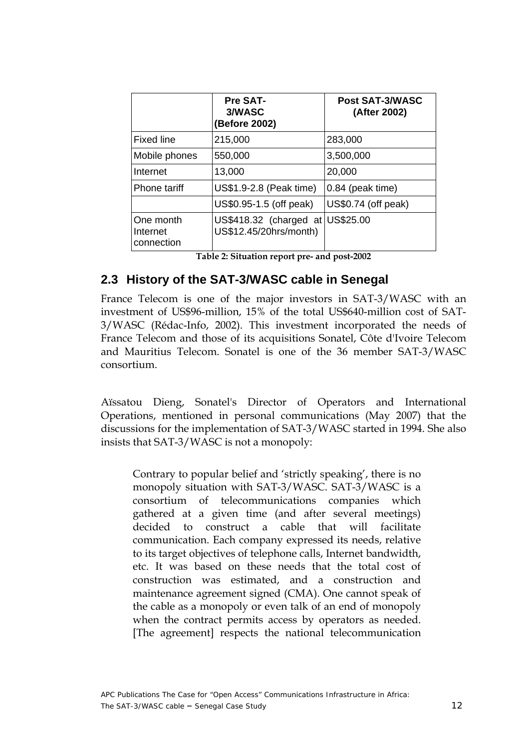| | Pre SAT-3/WASC (Before 2002) | Post SAT-3/WASC (After 2002) |
|---|---|---|
| Fixed line | 215,000 | 283,000 |
| Mobile phones | 550,000 | 3,500,000 |
| Internet | 13,000 | 20,000 |
| Phone tariff | US$1.9-2.8 (Peak time) | 0.84 (peak time) |
| | US$0.95-1.5 (off peak) | US$0.74 (off peak) |
| One month Internet connection | US$418.32 (charged at US$12.45/20hrs/month) | US$25.00 |

**Table 2: Situation report pre- and post-2002**

## 2.3 History of the SAT-3/WASC cable in Senegal

France Telecom is one of the major investors in SAT-3/WASC with an investment of US$96-million, 15% of the total US$640-million cost of SAT-3/WASC (Rédac-Info, 2002). This investment incorporated the needs of France Telecom and those of its acquisitions Sonatel, Côte d'Ivoire Telecom and Mauritius Telecom. Sonatel is one of the 36 member SAT-3/WASC consortium.

Aïssatou Dieng, Sonatel's Director of Operators and International Operations, mentioned in personal communications (May 2007) that the discussions for the implementation of SAT-3/WASC started in 1994. She also insists that SAT-3/WASC is not a monopoly:

> Contrary to popular belief and 'strictly speaking', there is no monopoly situation with SAT-3/WASC. SAT-3/WASC is a consortium of telecommunications companies which gathered at a given time (and after several meetings) decided to construct a cable that will facilitate communication. Each company expressed its needs, relative to its target objectives of telephone calls, Internet bandwidth, etc. It was based on these needs that the total cost of construction was estimated, and a construction and maintenance agreement signed (CMA). One cannot speak of the cable as a monopoly or even talk of an end of monopoly when the contract permits access by operators as needed. [The agreement] respects the national telecommunication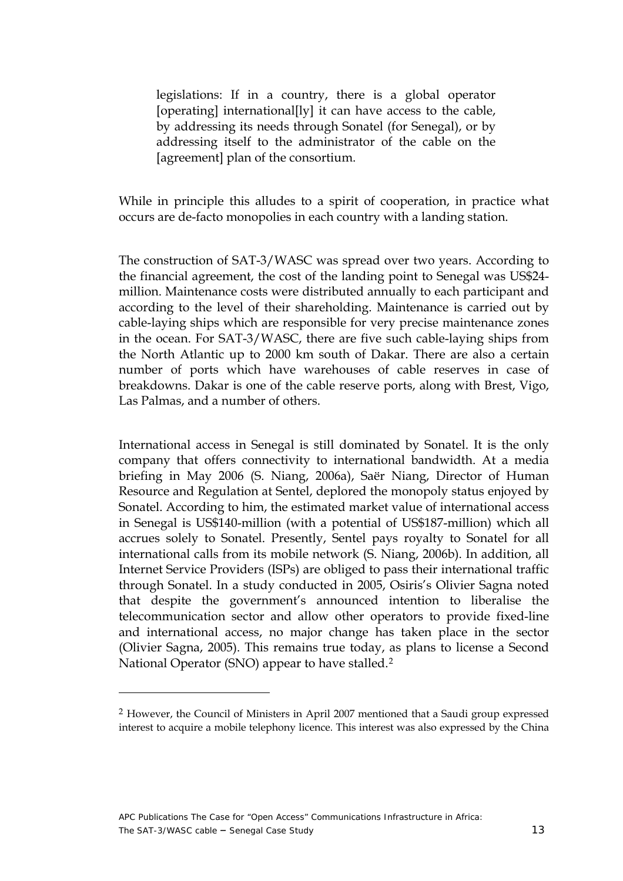> legislations: If in a country, there is a global operator [operating] international[ly] it can have access to the cable, by addressing its needs through Sonatel (for Senegal), or by addressing itself to the administrator of the cable on the [agreement] plan of the consortium.

While in principle this alludes to a spirit of cooperation, in practice what occurs are de-facto monopolies in each country with a landing station.

The construction of SAT-3/WASC was spread over two years. According to the financial agreement, the cost of the landing point to Senegal was US$24-million. Maintenance costs were distributed annually to each participant and according to the level of their shareholding. Maintenance is carried out by cable-laying ships which are responsible for very precise maintenance zones in the ocean. For SAT-3/WASC, there are five such cable-laying ships from the North Atlantic up to 2000 km south of Dakar. There are also a certain number of ports which have warehouses of cable reserves in case of breakdowns. Dakar is one of the cable reserve ports, along with Brest, Vigo, Las Palmas, and a number of others.

International access in Senegal is still dominated by Sonatel. It is the only company that offers connectivity to international bandwidth. At a media briefing in May 2006 (S. Niang, 2006a), Saër Niang, Director of Human Resource and Regulation at Sentel, deplored the monopoly status enjoyed by Sonatel. According to him, the estimated market value of international access in Senegal is US$140-million (with a potential of US$187-million) which all accrues solely to Sonatel. Presently, Sentel pays royalty to Sonatel for all international calls from its mobile network (S. Niang, 2006b). In addition, all Internet Service Providers (ISPs) are obliged to pass their international traffic through Sonatel. In a study conducted in 2005, Osiris's Olivier Sagna noted that despite the government's announced intention to liberalise the telecommunication sector and allow other operators to provide fixed-line and international access, no major change has taken place in the sector (Olivier Sagna, 2005). This remains true today, as plans to license a Second National Operator (SNO) appear to have stalled.[2]

---

[2] However, the Council of Ministers in April 2007 mentioned that a Saudi group expressed interest to acquire a mobile telephony licence. This interest was also expressed by the China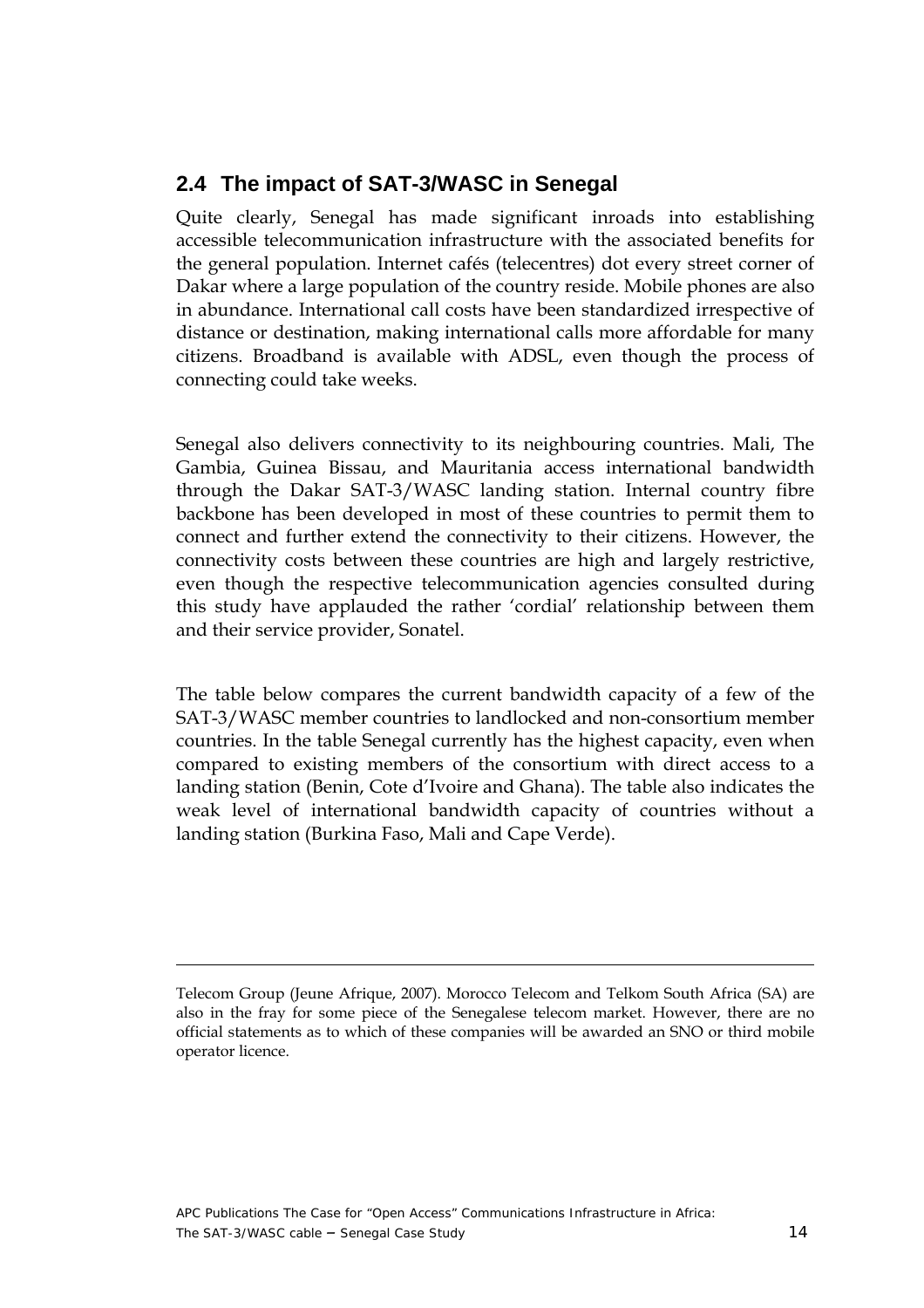## 2.4 The impact of SAT-3/WASC in Senegal

Quite clearly, Senegal has made significant inroads into establishing accessible telecommunication infrastructure with the associated benefits for the general population. Internet cafés (telecentres) dot every street corner of Dakar where a large population of the country reside. Mobile phones are also in abundance. International call costs have been standardized irrespective of distance or destination, making international calls more affordable for many citizens. Broadband is available with ADSL, even though the process of connecting could take weeks.

Senegal also delivers connectivity to its neighbouring countries. Mali, The Gambia, Guinea Bissau, and Mauritania access international bandwidth through the Dakar SAT-3/WASC landing station. Internal country fibre backbone has been developed in most of these countries to permit them to connect and further extend the connectivity to their citizens. However, the connectivity costs between these countries are high and largely restrictive, even though the respective telecommunication agencies consulted during this study have applauded the rather 'cordial' relationship between them and their service provider, Sonatel.

The table below compares the current bandwidth capacity of a few of the SAT-3/WASC member countries to landlocked and non-consortium member countries. In the table Senegal currently has the highest capacity, even when compared to existing members of the consortium with direct access to a landing station (Benin, Cote d'Ivoire and Ghana). The table also indicates the weak level of international bandwidth capacity of countries without a landing station (Burkina Faso, Mali and Cape Verde).

---

Telecom Group (Jeune Afrique, 2007). Morocco Telecom and Telkom South Africa (SA) are also in the fray for some piece of the Senegalese telecom market. However, there are no official statements as to which of these companies will be awarded an SNO or third mobile operator licence.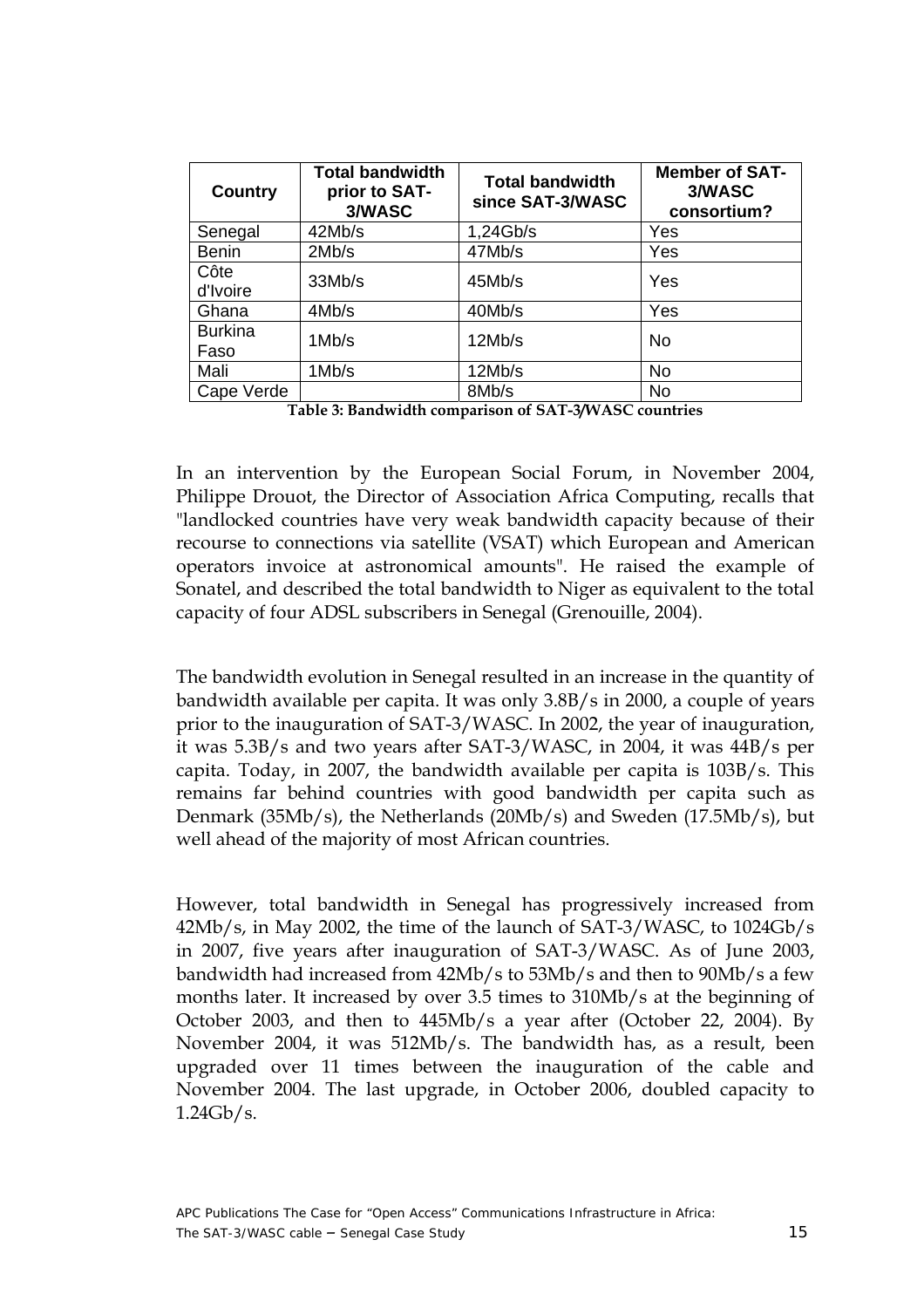| Country | Total bandwidth prior to SAT-3/WASC | Total bandwidth since SAT-3/WASC | Member of SAT-3/WASC consortium? |
|---|---|---|---|
| Senegal | 42Mb/s | 1,24Gb/s | Yes |
| Benin | 2Mb/s | 47Mb/s | Yes |
| Côte d'Ivoire | 33Mb/s | 45Mb/s | Yes |
| Ghana | 4Mb/s | 40Mb/s | Yes |
| Burkina Faso | 1Mb/s | 12Mb/s | No |
| Mali | 1Mb/s | 12Mb/s | No |
| Cape Verde | | 8Mb/s | No |

**Table 3: Bandwidth comparison of SAT-3/WASC countries**

In an intervention by the European Social Forum, in November 2004, Philippe Drouot, the Director of Association Africa Computing, recalls that "landlocked countries have very weak bandwidth capacity because of their recourse to connections via satellite (VSAT) which European and American operators invoice at astronomical amounts". He raised the example of Sonatel, and described the total bandwidth to Niger as equivalent to the total capacity of four ADSL subscribers in Senegal (Grenouille, 2004).

The bandwidth evolution in Senegal resulted in an increase in the quantity of bandwidth available per capita. It was only 3.8B/s in 2000, a couple of years prior to the inauguration of SAT-3/WASC. In 2002, the year of inauguration, it was 5.3B/s and two years after SAT-3/WASC, in 2004, it was 44B/s per capita. Today, in 2007, the bandwidth available per capita is 103B/s. This remains far behind countries with good bandwidth per capita such as Denmark (35Mb/s), the Netherlands (20Mb/s) and Sweden (17.5Mb/s), but well ahead of the majority of most African countries.

However, total bandwidth in Senegal has progressively increased from 42Mb/s, in May 2002, the time of the launch of SAT-3/WASC, to 1024Gb/s in 2007, five years after inauguration of SAT-3/WASC. As of June 2003, bandwidth had increased from 42Mb/s to 53Mb/s and then to 90Mb/s a few months later. It increased by over 3.5 times to 310Mb/s at the beginning of October 2003, and then to 445Mb/s a year after (October 22, 2004). By November 2004, it was 512Mb/s. The bandwidth has, as a result, been upgraded over 11 times between the inauguration of the cable and November 2004. The last upgrade, in October 2006, doubled capacity to 1.24Gb/s.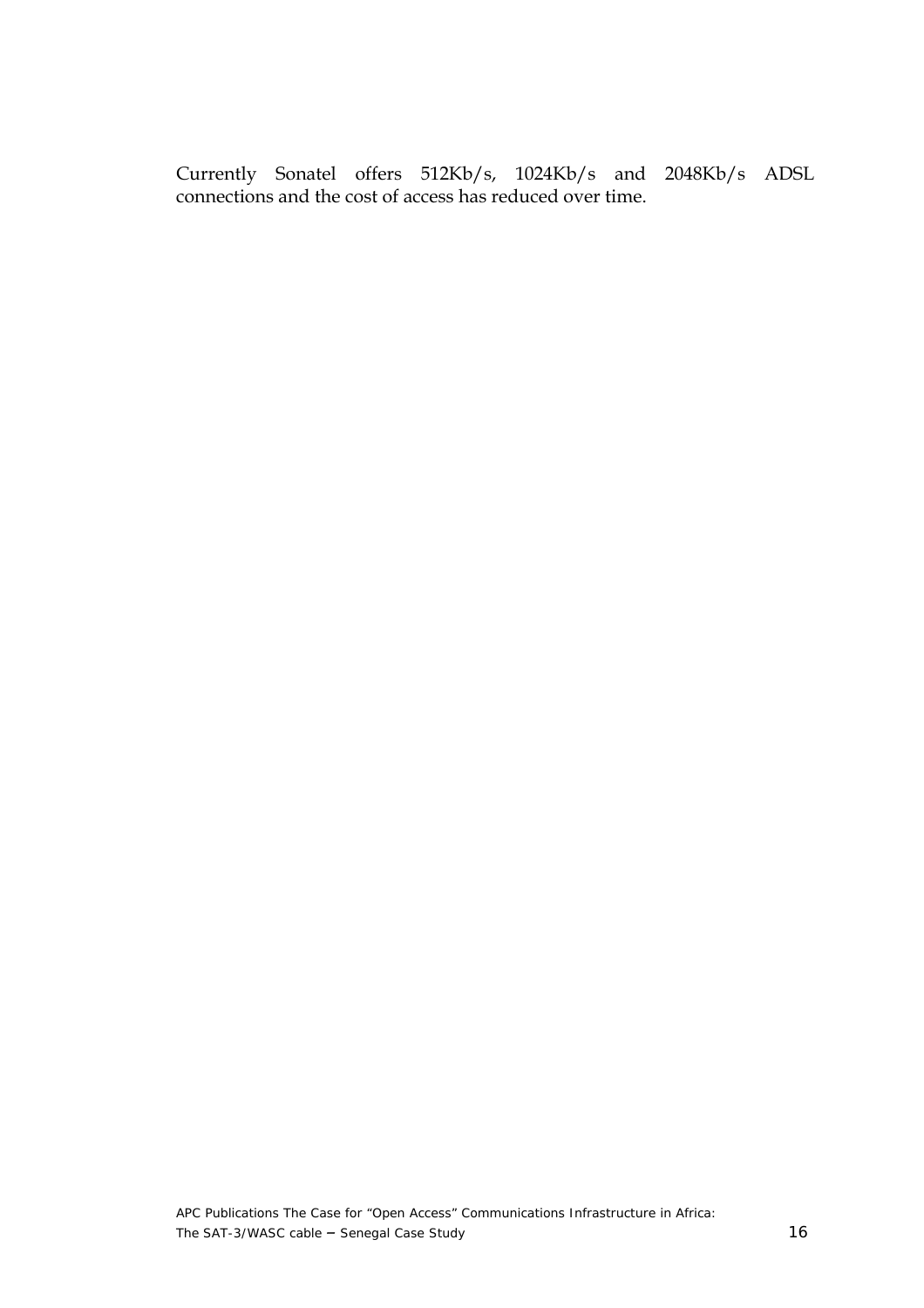Currently Sonatel offers 512Kb/s, 1024Kb/s and 2048Kb/s ADSL connections and the cost of access has reduced over time.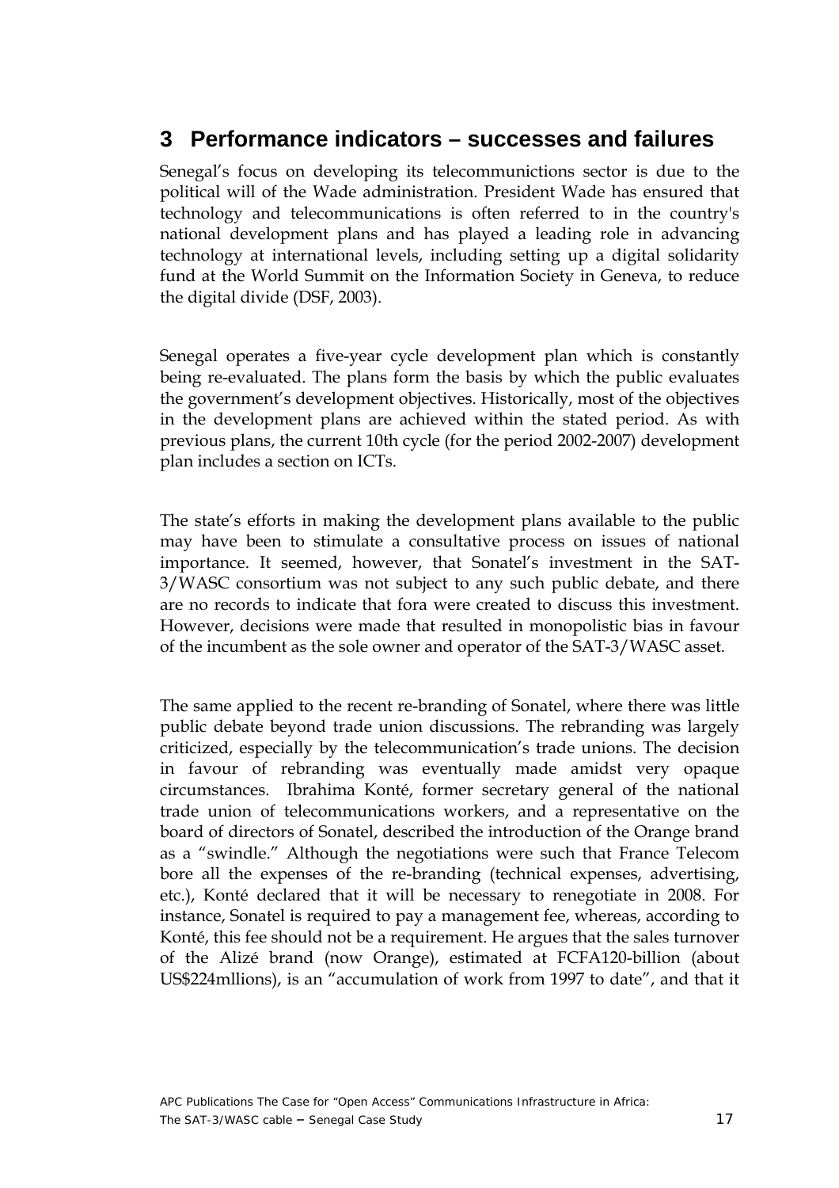## 3 Performance indicators – successes and failures

Senegal's focus on developing its telecommunictions sector is due to the political will of the Wade administration. President Wade has ensured that technology and telecommunications is often referred to in the country's national development plans and has played a leading role in advancing technology at international levels, including setting up a digital solidarity fund at the World Summit on the Information Society in Geneva, to reduce the digital divide (DSF, 2003).

Senegal operates a five-year cycle development plan which is constantly being re-evaluated. The plans form the basis by which the public evaluates the government's development objectives. Historically, most of the objectives in the development plans are achieved within the stated period. As with previous plans, the current 10th cycle (for the period 2002-2007) development plan includes a section on ICTs.

The state's efforts in making the development plans available to the public may have been to stimulate a consultative process on issues of national importance. It seemed, however, that Sonatel's investment in the SAT-3/WASC consortium was not subject to any such public debate, and there are no records to indicate that fora were created to discuss this investment. However, decisions were made that resulted in monopolistic bias in favour of the incumbent as the sole owner and operator of the SAT-3/WASC asset.

The same applied to the recent re-branding of Sonatel, where there was little public debate beyond trade union discussions. The rebranding was largely criticized, especially by the telecommunication's trade unions. The decision in favour of rebranding was eventually made amidst very opaque circumstances. Ibrahima Konté, former secretary general of the national trade union of telecommunications workers, and a representative on the board of directors of Sonatel, described the introduction of the Orange brand as a "swindle." Although the negotiations were such that France Telecom bore all the expenses of the re-branding (technical expenses, advertising, etc.), Konté declared that it will be necessary to renegotiate in 2008. For instance, Sonatel is required to pay a management fee, whereas, according to Konté, this fee should not be a requirement. He argues that the sales turnover of the Alizé brand (now Orange), estimated at FCFA120-billion (about US$224mllions), is an "accumulation of work from 1997 to date", and that it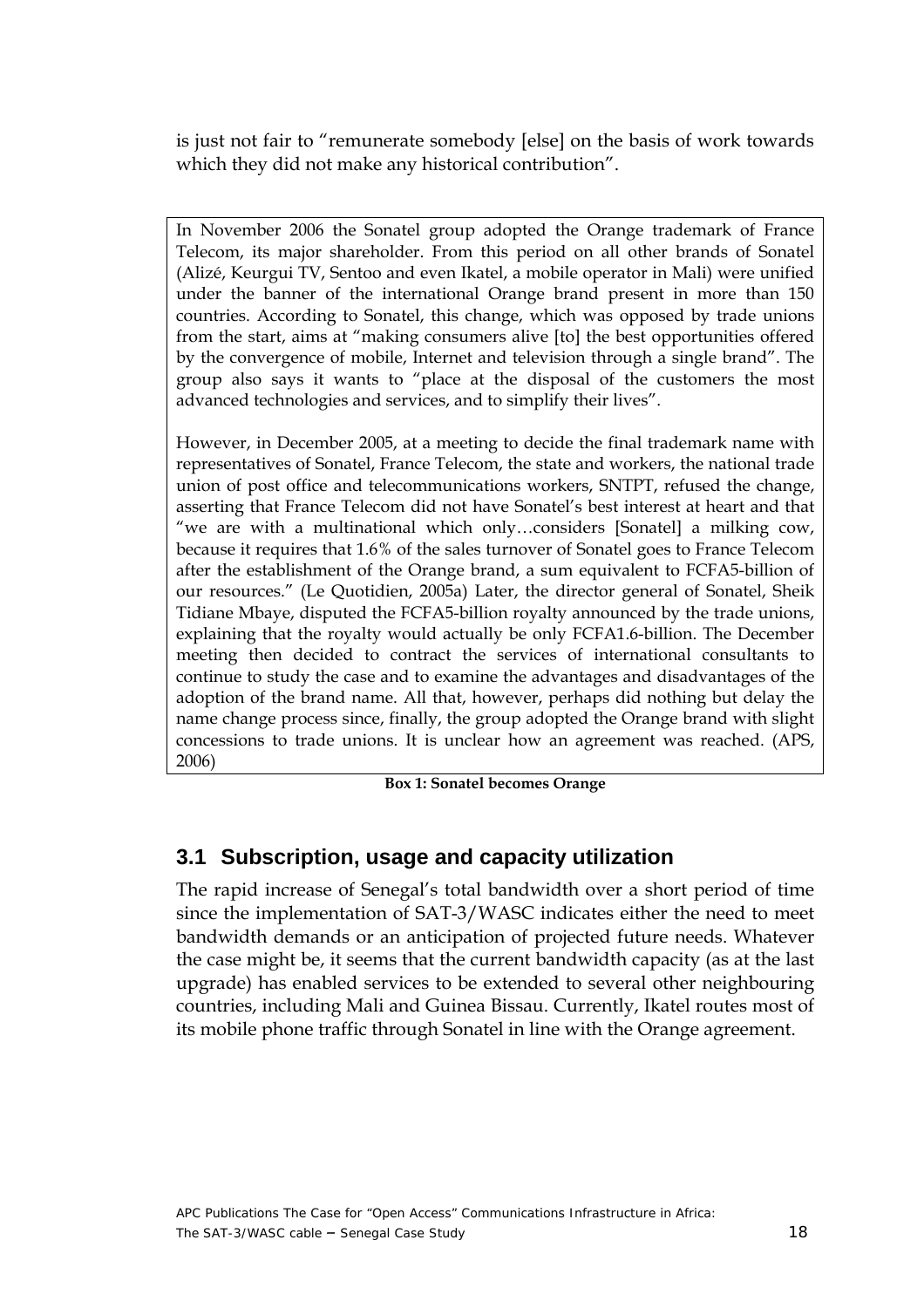is just not fair to "remunerate somebody [else] on the basis of work towards which they did not make any historical contribution".

> In November 2006 the Sonatel group adopted the Orange trademark of France Telecom, its major shareholder. From this period on all other brands of Sonatel (Alizé, Keurgui TV, Sentoo and even Ikatel, a mobile operator in Mali) were unified under the banner of the international Orange brand present in more than 150 countries. According to Sonatel, this change, which was opposed by trade unions from the start, aims at "making consumers alive [to] the best opportunities offered by the convergence of mobile, Internet and television through a single brand". The group also says it wants to "place at the disposal of the customers the most advanced technologies and services, and to simplify their lives".
>
> However, in December 2005, at a meeting to decide the final trademark name with representatives of Sonatel, France Telecom, the state and workers, the national trade union of post office and telecommunications workers, SNTPT, refused the change, asserting that France Telecom did not have Sonatel's best interest at heart and that "we are with a multinational which only…considers [Sonatel] a milking cow, because it requires that 1.6% of the sales turnover of Sonatel goes to France Telecom after the establishment of the Orange brand, a sum equivalent to FCFA5-billion of our resources." (Le Quotidien, 2005a) Later, the director general of Sonatel, Sheik Tidiane Mbaye, disputed the FCFA5-billion royalty announced by the trade unions, explaining that the royalty would actually be only FCFA1.6-billion. The December meeting then decided to contract the services of international consultants to continue to study the case and to examine the advantages and disadvantages of the adoption of the brand name. All that, however, perhaps did nothing but delay the name change process since, finally, the group adopted the Orange brand with slight concessions to trade unions. It is unclear how an agreement was reached. (APS, 2006)

**Box 1: Sonatel becomes Orange**

## 3.1 Subscription, usage and capacity utilization

The rapid increase of Senegal's total bandwidth over a short period of time since the implementation of SAT-3/WASC indicates either the need to meet bandwidth demands or an anticipation of projected future needs. Whatever the case might be, it seems that the current bandwidth capacity (as at the last upgrade) has enabled services to be extended to several other neighbouring countries, including Mali and Guinea Bissau. Currently, Ikatel routes most of its mobile phone traffic through Sonatel in line with the Orange agreement.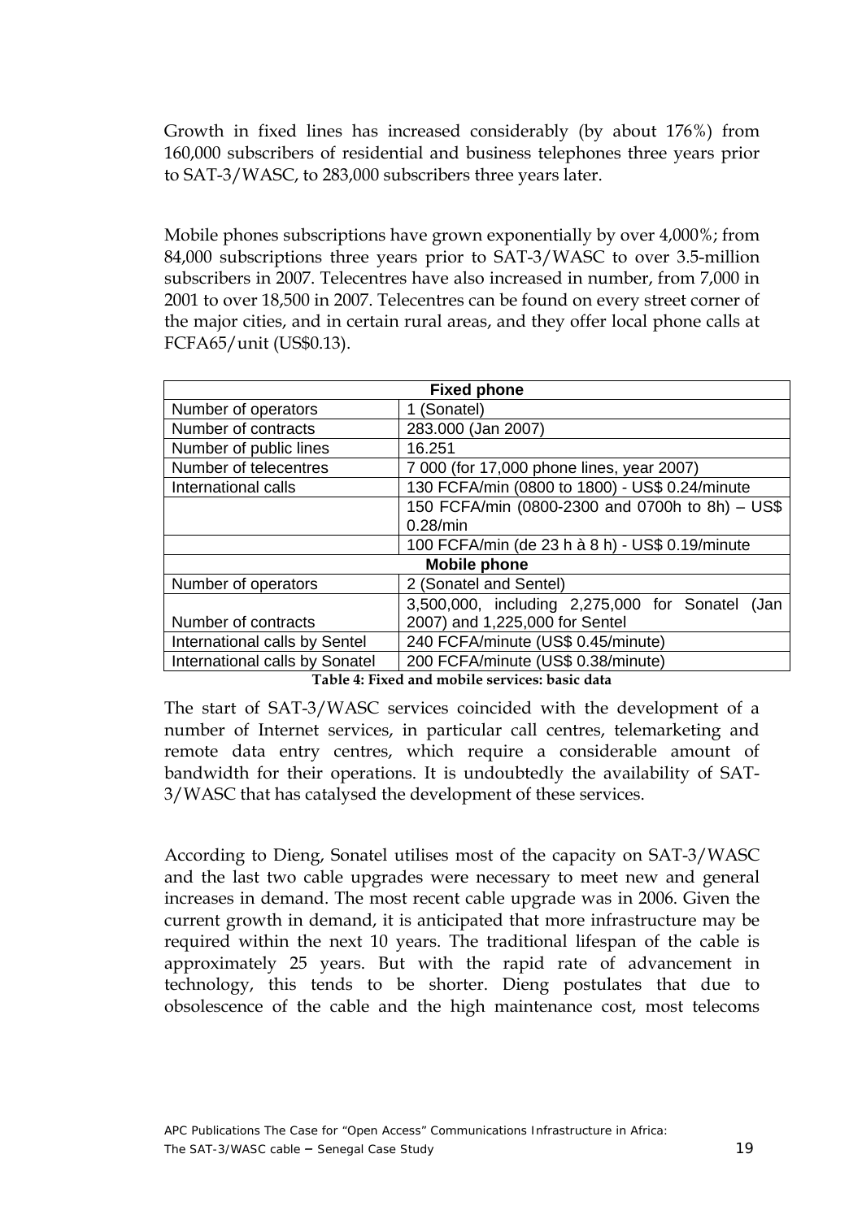Growth in fixed lines has increased considerably (by about 176%) from 160,000 subscribers of residential and business telephones three years prior to SAT-3/WASC, to 283,000 subscribers three years later.

Mobile phones subscriptions have grown exponentially by over 4,000%; from 84,000 subscriptions three years prior to SAT-3/WASC to over 3.5-million subscribers in 2007. Telecentres have also increased in number, from 7,000 in 2001 to over 18,500 in 2007. Telecentres can be found on every street corner of the major cities, and in certain rural areas, and they offer local phone calls at FCFA65/unit (US$0.13).

| Fixed phone | |
|---|---|
| Number of operators | 1 (Sonatel) |
| Number of contracts | 283.000 (Jan 2007) |
| Number of public lines | 16.251 |
| Number of telecentres | 7 000 (for 17,000 phone lines, year 2007) |
| International calls | 130 FCFA/min (0800 to 1800) - US$ 0.24/minute |
| | 150 FCFA/min (0800-2300 and 0700h to 8h) – US$ 0.28/min |
| | 100 FCFA/min (de 23 h à 8 h) - US$ 0.19/minute |
| **Mobile phone** | |
| Number of operators | 2 (Sonatel and Sentel) |
| Number of contracts | 3,500,000, including 2,275,000 for Sonatel (Jan 2007) and 1,225,000 for Sentel |
| International calls by Sentel | 240 FCFA/minute (US$ 0.45/minute) |
| International calls by Sonatel | 200 FCFA/minute (US$ 0.38/minute) |

**Table 4: Fixed and mobile services: basic data**

The start of SAT-3/WASC services coincided with the development of a number of Internet services, in particular call centres, telemarketing and remote data entry centres, which require a considerable amount of bandwidth for their operations. It is undoubtedly the availability of SAT-3/WASC that has catalysed the development of these services.

According to Dieng, Sonatel utilises most of the capacity on SAT-3/WASC and the last two cable upgrades were necessary to meet new and general increases in demand. The most recent cable upgrade was in 2006. Given the current growth in demand, it is anticipated that more infrastructure may be required within the next 10 years. The traditional lifespan of the cable is approximately 25 years. But with the rapid rate of advancement in technology, this tends to be shorter. Dieng postulates that due to obsolescence of the cable and the high maintenance cost, most telecoms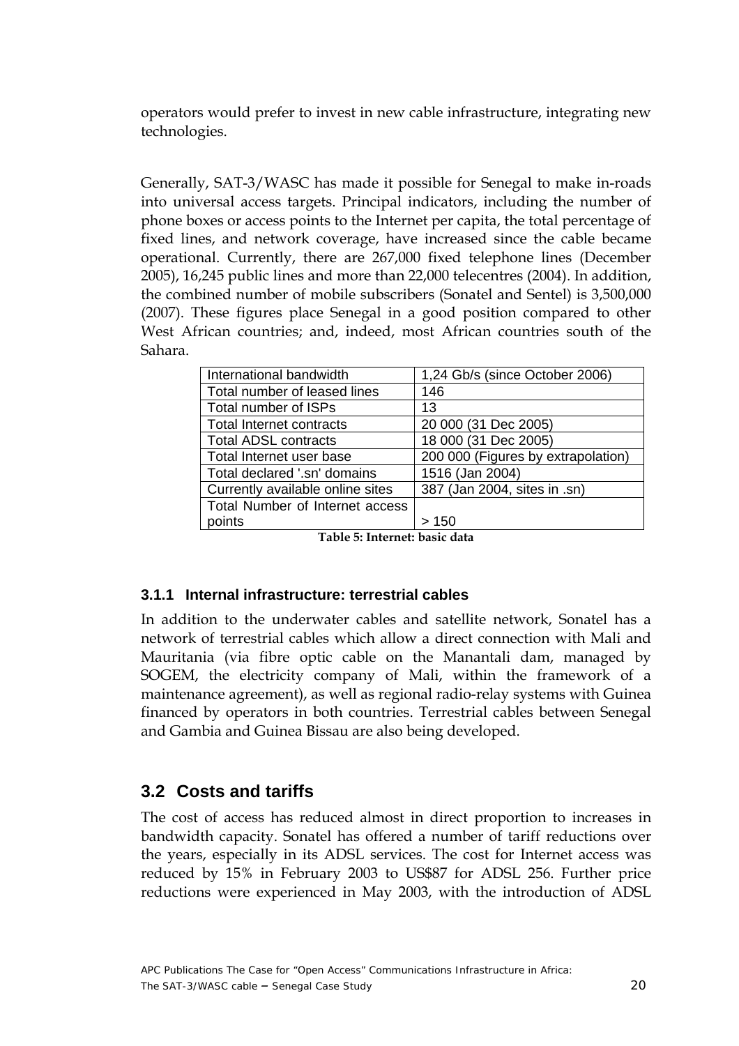operators would prefer to invest in new cable infrastructure, integrating new technologies.

Generally, SAT-3/WASC has made it possible for Senegal to make in-roads into universal access targets. Principal indicators, including the number of phone boxes or access points to the Internet per capita, the total percentage of fixed lines, and network coverage, have increased since the cable became operational. Currently, there are 267,000 fixed telephone lines (December 2005), 16,245 public lines and more than 22,000 telecentres (2004). In addition, the combined number of mobile subscribers (Sonatel and Sentel) is 3,500,000 (2007). These figures place Senegal in a good position compared to other West African countries; and, indeed, most African countries south of the Sahara.

| | |
|---|---|
| International bandwidth | 1,24 Gb/s (since October 2006) |
| Total number of leased lines | 146 |
| Total number of ISPs | 13 |
| Total Internet contracts | 20 000 (31 Dec 2005) |
| Total ADSL contracts | 18 000 (31 Dec 2005) |
| Total Internet user base | 200 000 (Figures by extrapolation) |
| Total declared '.sn' domains | 1516 (Jan 2004) |
| Currently available online sites | 387 (Jan 2004, sites in .sn) |
| Total Number of Internet access points | > 150 |

**Table 5: Internet: basic data**

### 3.1.1 Internal infrastructure: terrestrial cables

In addition to the underwater cables and satellite network, Sonatel has a network of terrestrial cables which allow a direct connection with Mali and Mauritania (via fibre optic cable on the Manantali dam, managed by SOGEM, the electricity company of Mali, within the framework of a maintenance agreement), as well as regional radio-relay systems with Guinea financed by operators in both countries. Terrestrial cables between Senegal and Gambia and Guinea Bissau are also being developed.

## 3.2 Costs and tariffs

The cost of access has reduced almost in direct proportion to increases in bandwidth capacity. Sonatel has offered a number of tariff reductions over the years, especially in its ADSL services. The cost for Internet access was reduced by 15% in February 2003 to US$87 for ADSL 256. Further price reductions were experienced in May 2003, with the introduction of ADSL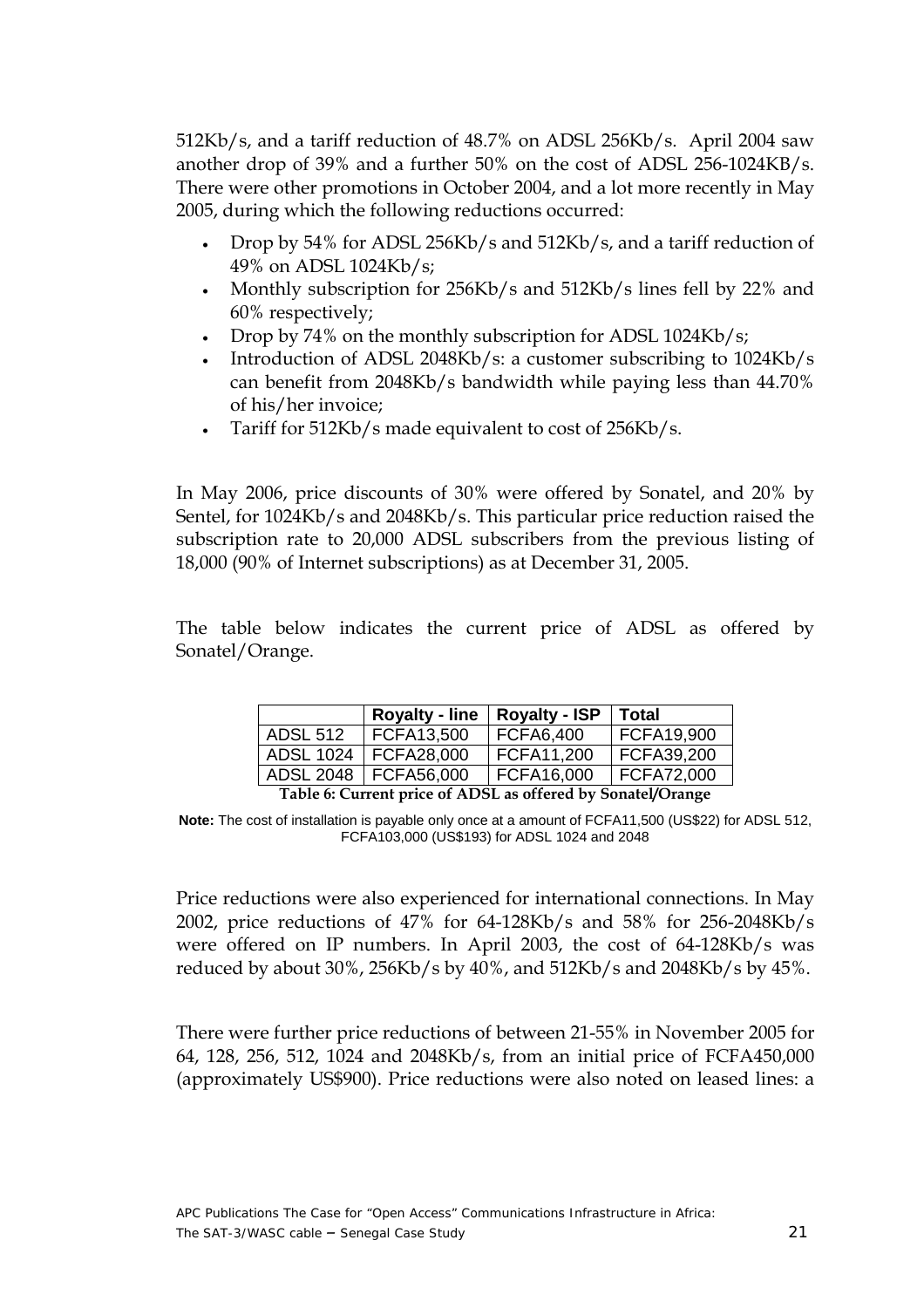512Kb/s, and a tariff reduction of 48.7% on ADSL 256Kb/s. April 2004 saw another drop of 39% and a further 50% on the cost of ADSL 256-1024KB/s. There were other promotions in October 2004, and a lot more recently in May 2005, during which the following reductions occurred:

- Drop by 54% for ADSL 256Kb/s and 512Kb/s, and a tariff reduction of 49% on ADSL 1024Kb/s;
- Monthly subscription for 256Kb/s and 512Kb/s lines fell by 22% and 60% respectively;
- Drop by 74% on the monthly subscription for ADSL 1024Kb/s;
- Introduction of ADSL 2048Kb/s: a customer subscribing to 1024Kb/s can benefit from 2048Kb/s bandwidth while paying less than 44.70% of his/her invoice;
- Tariff for 512Kb/s made equivalent to cost of 256Kb/s.

In May 2006, price discounts of 30% were offered by Sonatel, and 20% by Sentel, for 1024Kb/s and 2048Kb/s. This particular price reduction raised the subscription rate to 20,000 ADSL subscribers from the previous listing of 18,000 (90% of Internet subscriptions) as at December 31, 2005.

The table below indicates the current price of ADSL as offered by Sonatel/Orange.

| | Royalty - line | Royalty - ISP | Total |
|---|---|---|---|
| ADSL 512 | FCFA13,500 | FCFA6,400 | FCFA19,900 |
| ADSL 1024 | FCFA28,000 | FCFA11,200 | FCFA39,200 |
| ADSL 2048 | FCFA56,000 | FCFA16,000 | FCFA72,000 |

**Table 6: Current price of ADSL as offered by Sonatel/Orange**

**Note:** The cost of installation is payable only once at a amount of FCFA11,500 (US$22) for ADSL 512, FCFA103,000 (US$193) for ADSL 1024 and 2048

Price reductions were also experienced for international connections. In May 2002, price reductions of 47% for 64-128Kb/s and 58% for 256-2048Kb/s were offered on IP numbers. In April 2003, the cost of 64-128Kb/s was reduced by about 30%, 256Kb/s by 40%, and 512Kb/s and 2048Kb/s by 45%.

There were further price reductions of between 21-55% in November 2005 for 64, 128, 256, 512, 1024 and 2048Kb/s, from an initial price of FCFA450,000 (approximately US$900). Price reductions were also noted on leased lines: a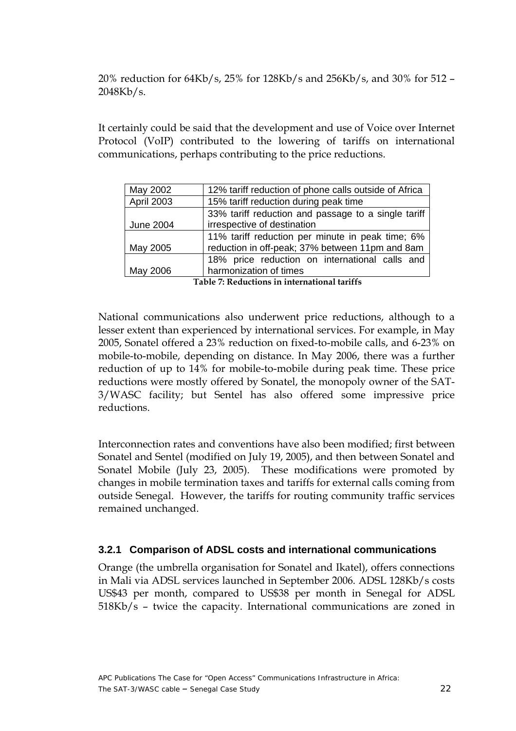20% reduction for 64Kb/s, 25% for 128Kb/s and 256Kb/s, and 30% for 512 – 2048Kb/s.

It certainly could be said that the development and use of Voice over Internet Protocol (VoIP) contributed to the lowering of tariffs on international communications, perhaps contributing to the price reductions.

| | |
|---|---|
| May 2002 | 12% tariff reduction of phone calls outside of Africa |
| April 2003 | 15% tariff reduction during peak time |
| June 2004 | 33% tariff reduction and passage to a single tariff irrespective of destination |
| May 2005 | 11% tariff reduction per minute in peak time; 6% reduction in off-peak; 37% between 11pm and 8am |
| May 2006 | 18% price reduction on international calls and harmonization of times |

**Table 7: Reductions in international tariffs**

National communications also underwent price reductions, although to a lesser extent than experienced by international services. For example, in May 2005, Sonatel offered a 23% reduction on fixed-to-mobile calls, and 6-23% on mobile-to-mobile, depending on distance. In May 2006, there was a further reduction of up to 14% for mobile-to-mobile during peak time. These price reductions were mostly offered by Sonatel, the monopoly owner of the SAT-3/WASC facility; but Sentel has also offered some impressive price reductions.

Interconnection rates and conventions have also been modified; first between Sonatel and Sentel (modified on July 19, 2005), and then between Sonatel and Sonatel Mobile (July 23, 2005). These modifications were promoted by changes in mobile termination taxes and tariffs for external calls coming from outside Senegal. However, the tariffs for routing community traffic services remained unchanged.

### 3.2.1 Comparison of ADSL costs and international communications

Orange (the umbrella organisation for Sonatel and Ikatel), offers connections in Mali via ADSL services launched in September 2006. ADSL 128Kb/s costs US$43 per month, compared to US$38 per month in Senegal for ADSL 518Kb/s – twice the capacity. International communications are zoned in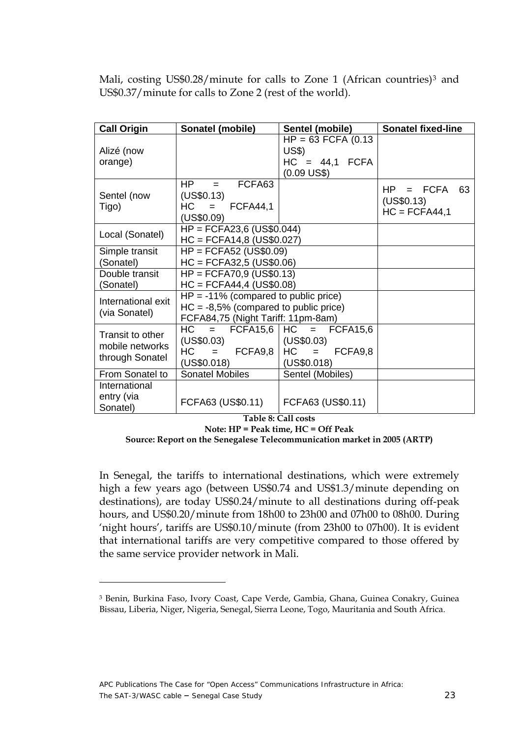Mali, costing US$0.28/minute for calls to Zone 1 (African countries)[3] and US$0.37/minute for calls to Zone 2 (rest of the world).

| Call Origin | Sonatel (mobile) | Sentel (mobile) | Sonatel fixed-line |
|---|---|---|---|
| Alizé (now orange) | | HP = 63 FCFA (0.13 US$) HC = 44,1 FCFA (0.09 US$) | |
| Sentel (now Tigo) | HP = FCFA63 (US$0.13) HC = FCFA44,1 (US$0.09) | | HP = FCFA 63 (US$0.13) HC = FCFA44,1 |
| Local (Sonatel) | HP = FCFA23,6 (US$0.044) HC = FCFA14,8 (US$0.027) | | |
| Simple transit (Sonatel) | HP = FCFA52 (US$0.09) HC = FCFA32,5 (US$0.06) | | |
| Double transit (Sonatel) | HP = FCFA70,9 (US$0.13) HC = FCFA44,4 (US$0.08) | | |
| International exit (via Sonatel) | HP = -11% (compared to public price) HC = -8,5% (compared to public price) FCFA84,75 (Night Tariff: 11pm-8am) | | |
| Transit to other mobile networks through Sonatel | HC = FCFA15,6 (US$0.03) HC = FCFA9,8 (US$0.018) | HC = FCFA15,6 (US$0.03) HC = FCFA9,8 (US$0.018) | |
| From Sonatel to | Sonatel Mobiles | Sentel (Mobiles) | |
| International entry (via Sonatel) | FCFA63 (US$0.11) | FCFA63 (US$0.11) | |

**Table 8: Call costs**

**Note: HP = Peak time, HC = Off Peak**

**Source: Report on the Senegalese Telecommunication market in 2005 (ARTP)**

In Senegal, the tariffs to international destinations, which were extremely high a few years ago (between US$0.74 and US$1.3/minute depending on destinations), are today US$0.24/minute to all destinations during off-peak hours, and US$0.20/minute from 18h00 to 23h00 and 07h00 to 08h00. During 'night hours', tariffs are US$0.10/minute (from 23h00 to 07h00). It is evident that international tariffs are very competitive compared to those offered by the same service provider network in Mali.

---

[3] Benin, Burkina Faso, Ivory Coast, Cape Verde, Gambia, Ghana, Guinea Conakry, Guinea Bissau, Liberia, Niger, Nigeria, Senegal, Sierra Leone, Togo, Mauritania and South Africa.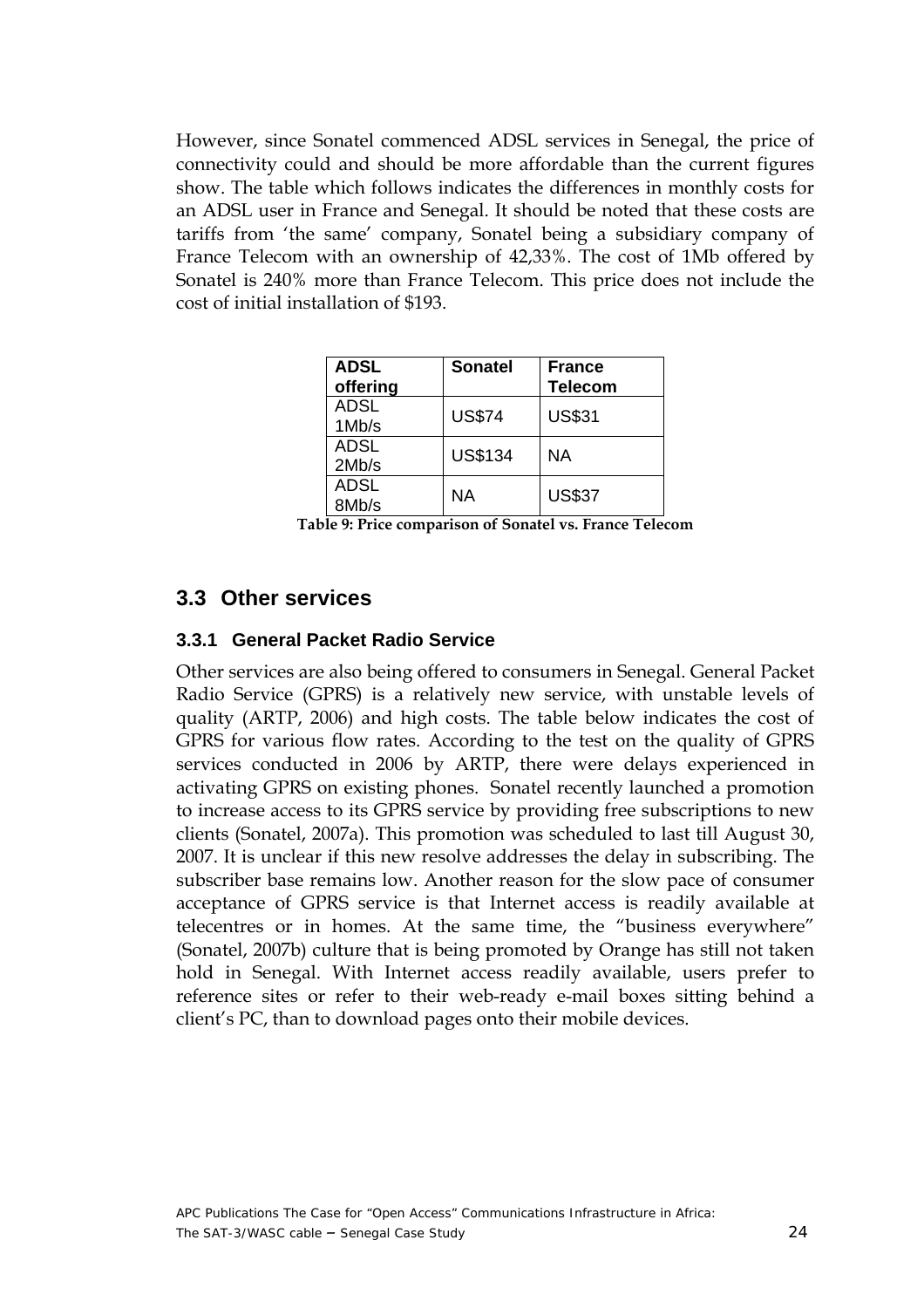However, since Sonatel commenced ADSL services in Senegal, the price of connectivity could and should be more affordable than the current figures show. The table which follows indicates the differences in monthly costs for an ADSL user in France and Senegal. It should be noted that these costs are tariffs from 'the same' company, Sonatel being a subsidiary company of France Telecom with an ownership of 42,33%. The cost of 1Mb offered by Sonatel is 240% more than France Telecom. This price does not include the cost of initial installation of $193.

| ADSL offering | Sonatel | France Telecom |
|---|---|---|
| ADSL 1Mb/s | US$74 | US$31 |
| ADSL 2Mb/s | US$134 | NA |
| ADSL 8Mb/s | NA | US$37 |

**Table 9: Price comparison of Sonatel vs. France Telecom**

## 3.3 Other services

### 3.3.1 General Packet Radio Service

Other services are also being offered to consumers in Senegal. General Packet Radio Service (GPRS) is a relatively new service, with unstable levels of quality (ARTP, 2006) and high costs. The table below indicates the cost of GPRS for various flow rates. According to the test on the quality of GPRS services conducted in 2006 by ARTP, there were delays experienced in activating GPRS on existing phones. Sonatel recently launched a promotion to increase access to its GPRS service by providing free subscriptions to new clients (Sonatel, 2007a). This promotion was scheduled to last till August 30, 2007. It is unclear if this new resolve addresses the delay in subscribing. The subscriber base remains low. Another reason for the slow pace of consumer acceptance of GPRS service is that Internet access is readily available at telecentres or in homes. At the same time, the "business everywhere" (Sonatel, 2007b) culture that is being promoted by Orange has still not taken hold in Senegal. With Internet access readily available, users prefer to reference sites or refer to their web-ready e-mail boxes sitting behind a client's PC, than to download pages onto their mobile devices.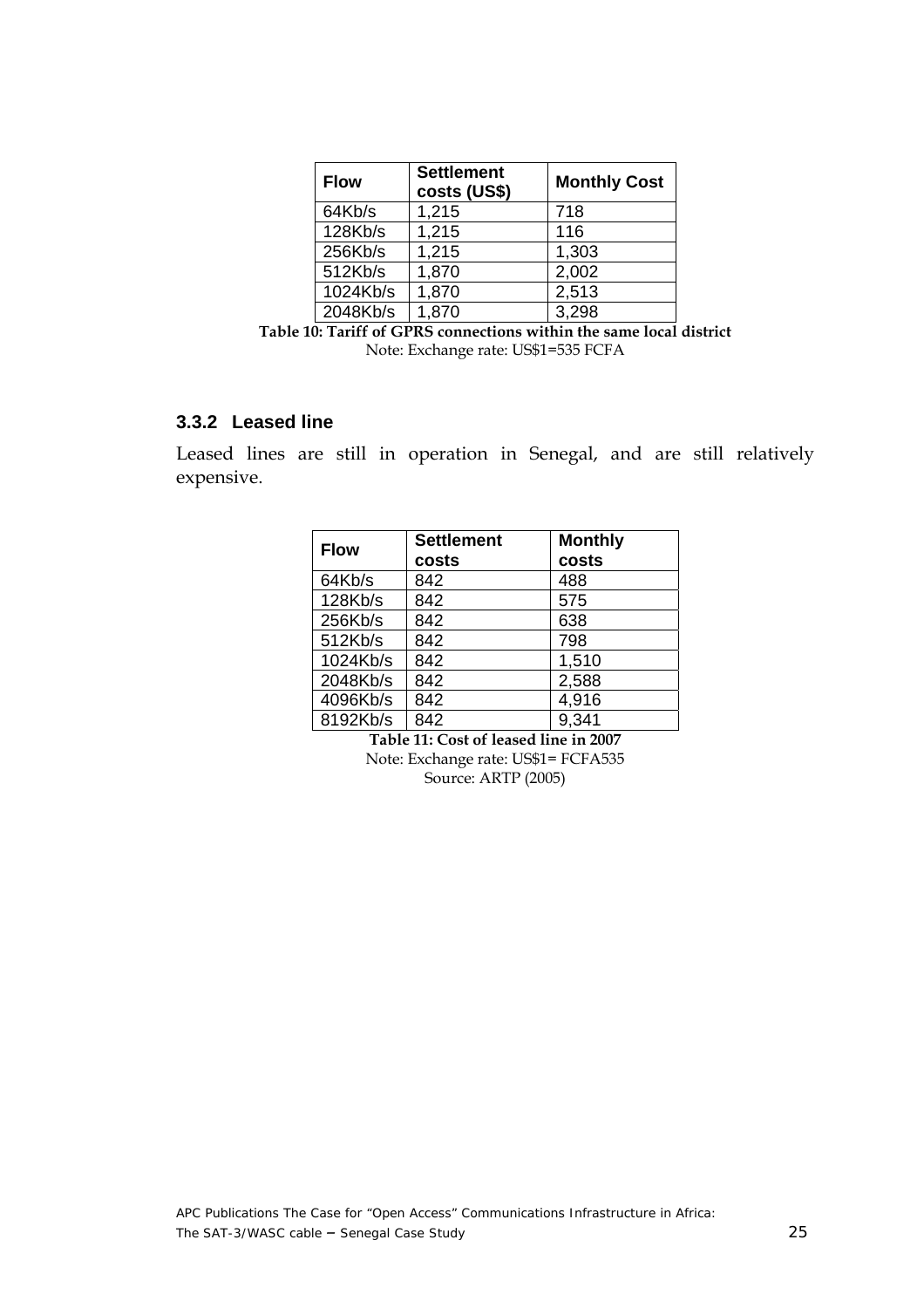| Flow | Settlement costs (US$) | Monthly Cost |
|---|---|---|
| 64Kb/s | 1,215 | 718 |
| 128Kb/s | 1,215 | 116 |
| 256Kb/s | 1,215 | 1,303 |
| 512Kb/s | 1,870 | 2,002 |
| 1024Kb/s | 1,870 | 2,513 |
| 2048Kb/s | 1,870 | 3,298 |

**Table 10: Tariff of GPRS connections within the same local district**
Note: Exchange rate: US$1=535 FCFA

### 3.3.2 Leased line

Leased lines are still in operation in Senegal, and are still relatively expensive.

| Flow | Settlement costs | Monthly costs |
|---|---|---|
| 64Kb/s | 842 | 488 |
| 128Kb/s | 842 | 575 |
| 256Kb/s | 842 | 638 |
| 512Kb/s | 842 | 798 |
| 1024Kb/s | 842 | 1,510 |
| 2048Kb/s | 842 | 2,588 |
| 4096Kb/s | 842 | 4,916 |
| 8192Kb/s | 842 | 9,341 |

**Table 11: Cost of leased line in 2007**
Note: Exchange rate: US$1= FCFA535
Source: ARTP (2005)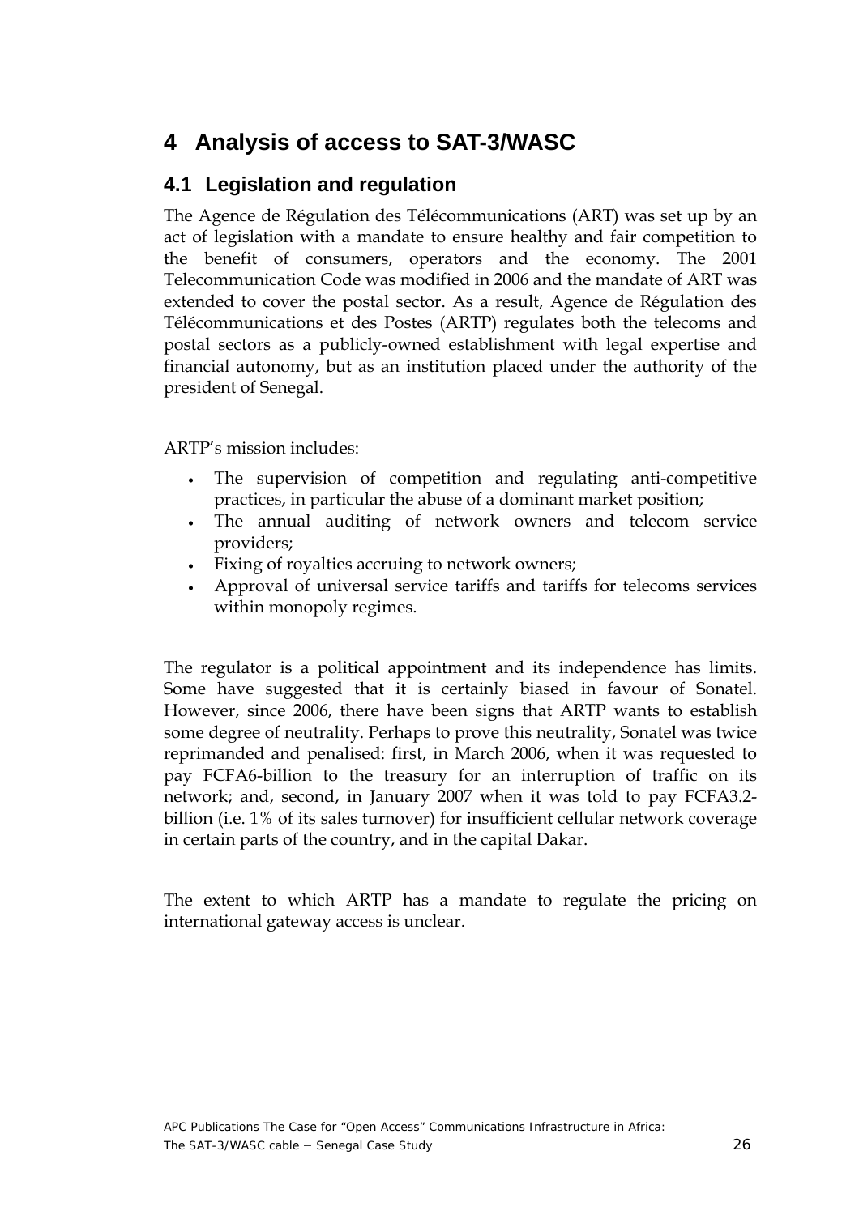# 4 Analysis of access to SAT-3/WASC

## 4.1 Legislation and regulation

The Agence de Régulation des Télécommunications (ART) was set up by an act of legislation with a mandate to ensure healthy and fair competition to the benefit of consumers, operators and the economy. The 2001 Telecommunication Code was modified in 2006 and the mandate of ART was extended to cover the postal sector. As a result, Agence de Régulation des Télécommunications et des Postes (ARTP) regulates both the telecoms and postal sectors as a publicly-owned establishment with legal expertise and financial autonomy, but as an institution placed under the authority of the president of Senegal.

ARTP's mission includes:

- The supervision of competition and regulating anti-competitive practices, in particular the abuse of a dominant market position;
- The annual auditing of network owners and telecom service providers;
- Fixing of royalties accruing to network owners;
- Approval of universal service tariffs and tariffs for telecoms services within monopoly regimes.

The regulator is a political appointment and its independence has limits. Some have suggested that it is certainly biased in favour of Sonatel. However, since 2006, there have been signs that ARTP wants to establish some degree of neutrality. Perhaps to prove this neutrality, Sonatel was twice reprimanded and penalised: first, in March 2006, when it was requested to pay FCFA6-billion to the treasury for an interruption of traffic on its network; and, second, in January 2007 when it was told to pay FCFA3.2-billion (i.e. 1% of its sales turnover) for insufficient cellular network coverage in certain parts of the country, and in the capital Dakar.

The extent to which ARTP has a mandate to regulate the pricing on international gateway access is unclear.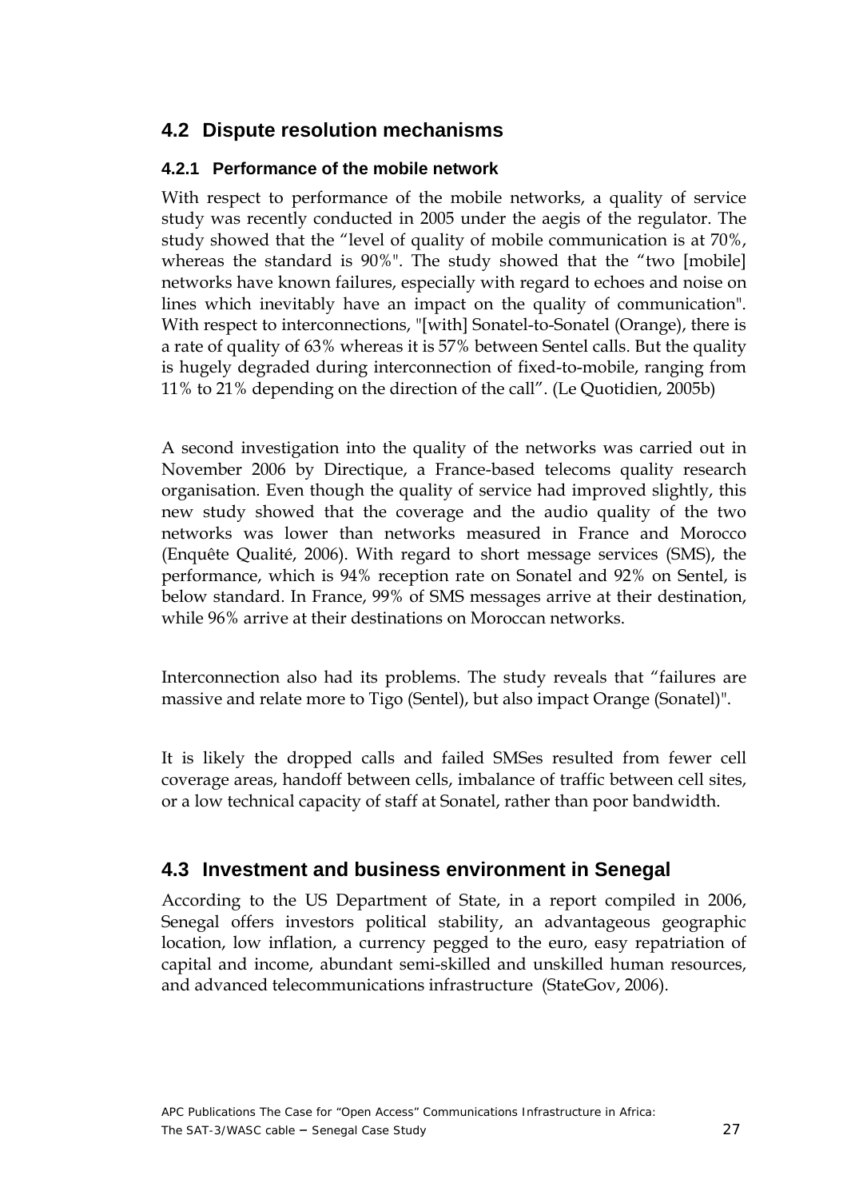## 4.2 Dispute resolution mechanisms

### 4.2.1 Performance of the mobile network

With respect to performance of the mobile networks, a quality of service study was recently conducted in 2005 under the aegis of the regulator. The study showed that the "level of quality of mobile communication is at 70%, whereas the standard is 90%". The study showed that the "two [mobile] networks have known failures, especially with regard to echoes and noise on lines which inevitably have an impact on the quality of communication". With respect to interconnections, "[with] Sonatel-to-Sonatel (Orange), there is a rate of quality of 63% whereas it is 57% between Sentel calls. But the quality is hugely degraded during interconnection of fixed-to-mobile, ranging from 11% to 21% depending on the direction of the call". (Le Quotidien, 2005b)

A second investigation into the quality of the networks was carried out in November 2006 by Directique, a France-based telecoms quality research organisation. Even though the quality of service had improved slightly, this new study showed that the coverage and the audio quality of the two networks was lower than networks measured in France and Morocco (Enquête Qualité, 2006). With regard to short message services (SMS), the performance, which is 94% reception rate on Sonatel and 92% on Sentel, is below standard. In France, 99% of SMS messages arrive at their destination, while 96% arrive at their destinations on Moroccan networks.

Interconnection also had its problems. The study reveals that "failures are massive and relate more to Tigo (Sentel), but also impact Orange (Sonatel)".

It is likely the dropped calls and failed SMSes resulted from fewer cell coverage areas, handoff between cells, imbalance of traffic between cell sites, or a low technical capacity of staff at Sonatel, rather than poor bandwidth.

## 4.3 Investment and business environment in Senegal

According to the US Department of State, in a report compiled in 2006, Senegal offers investors political stability, an advantageous geographic location, low inflation, a currency pegged to the euro, easy repatriation of capital and income, abundant semi-skilled and unskilled human resources, and advanced telecommunications infrastructure (StateGov, 2006).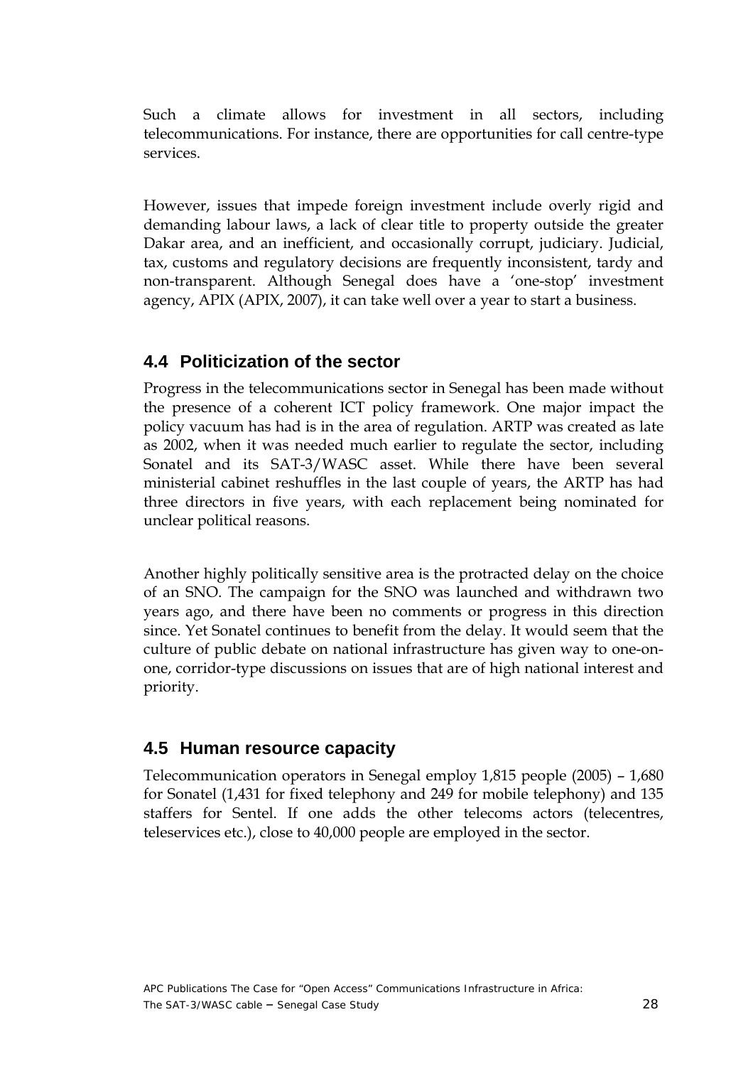Such a climate allows for investment in all sectors, including telecommunications. For instance, there are opportunities for call centre-type services.

However, issues that impede foreign investment include overly rigid and demanding labour laws, a lack of clear title to property outside the greater Dakar area, and an inefficient, and occasionally corrupt, judiciary. Judicial, tax, customs and regulatory decisions are frequently inconsistent, tardy and non-transparent. Although Senegal does have a 'one-stop' investment agency, APIX (APIX, 2007), it can take well over a year to start a business.

## 4.4 Politicization of the sector

Progress in the telecommunications sector in Senegal has been made without the presence of a coherent ICT policy framework. One major impact the policy vacuum has had is in the area of regulation. ARTP was created as late as 2002, when it was needed much earlier to regulate the sector, including Sonatel and its SAT-3/WASC asset. While there have been several ministerial cabinet reshuffles in the last couple of years, the ARTP has had three directors in five years, with each replacement being nominated for unclear political reasons.

Another highly politically sensitive area is the protracted delay on the choice of an SNO. The campaign for the SNO was launched and withdrawn two years ago, and there have been no comments or progress in this direction since. Yet Sonatel continues to benefit from the delay. It would seem that the culture of public debate on national infrastructure has given way to one-on-one, corridor-type discussions on issues that are of high national interest and priority.

## 4.5 Human resource capacity

Telecommunication operators in Senegal employ 1,815 people (2005) – 1,680 for Sonatel (1,431 for fixed telephony and 249 for mobile telephony) and 135 staffers for Sentel. If one adds the other telecoms actors (telecentres, teleservices etc.), close to 40,000 people are employed in the sector.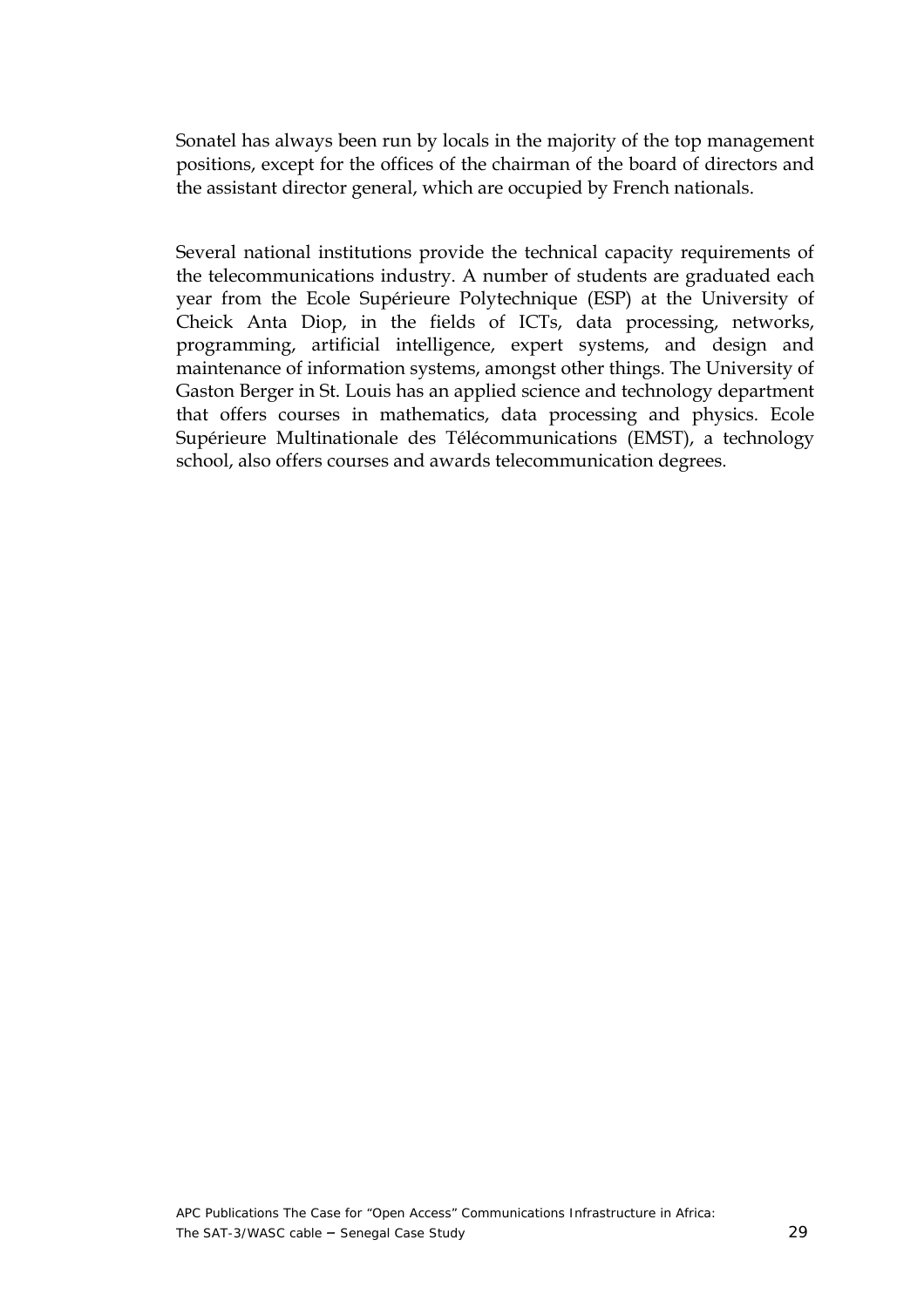Sonatel has always been run by locals in the majority of the top management positions, except for the offices of the chairman of the board of directors and the assistant director general, which are occupied by French nationals.

Several national institutions provide the technical capacity requirements of the telecommunications industry. A number of students are graduated each year from the Ecole Supérieure Polytechnique (ESP) at the University of Cheick Anta Diop, in the fields of ICTs, data processing, networks, programming, artificial intelligence, expert systems, and design and maintenance of information systems, amongst other things. The University of Gaston Berger in St. Louis has an applied science and technology department that offers courses in mathematics, data processing and physics. Ecole Supérieure Multinationale des Télécommunications (EMST), a technology school, also offers courses and awards telecommunication degrees.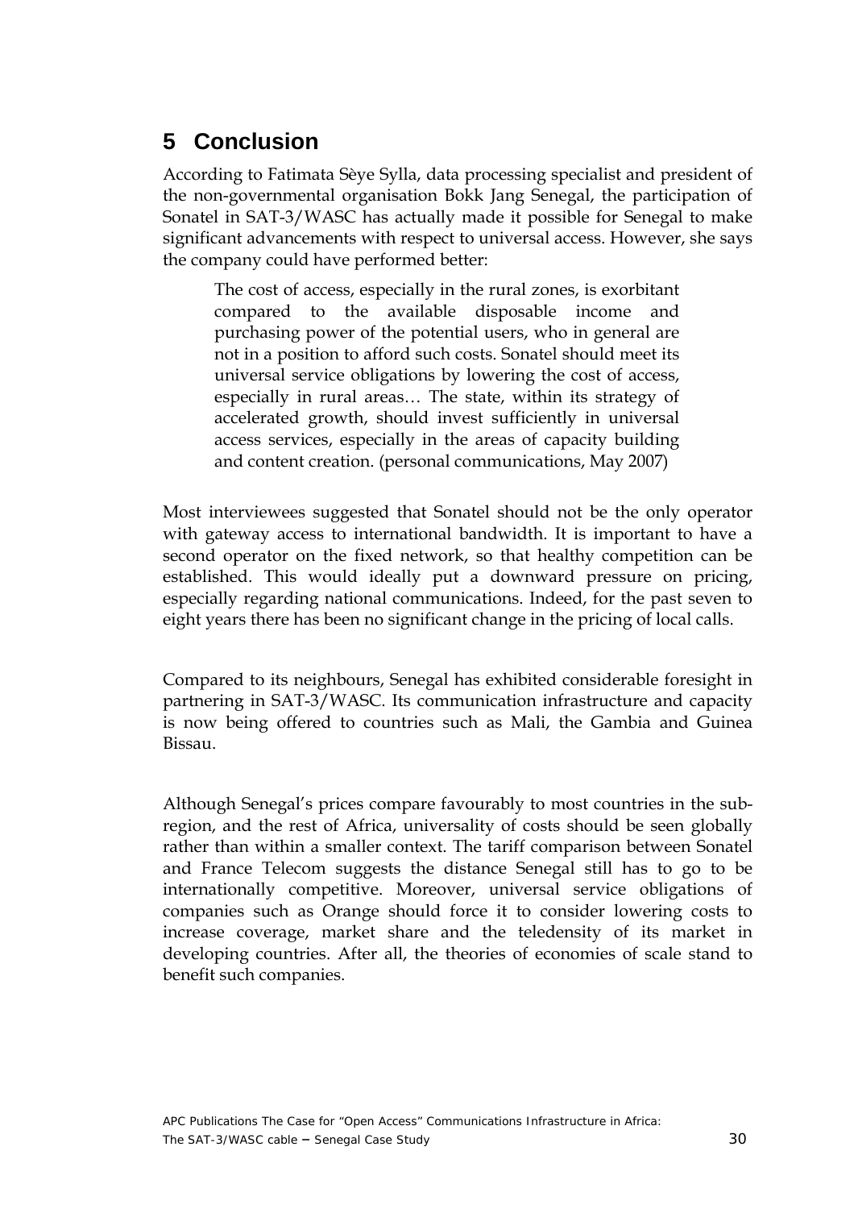# 5 Conclusion

According to Fatimata Sèye Sylla, data processing specialist and president of the non-governmental organisation Bokk Jang Senegal, the participation of Sonatel in SAT-3/WASC has actually made it possible for Senegal to make significant advancements with respect to universal access. However, she says the company could have performed better:

> The cost of access, especially in the rural zones, is exorbitant compared to the available disposable income and purchasing power of the potential users, who in general are not in a position to afford such costs. Sonatel should meet its universal service obligations by lowering the cost of access, especially in rural areas… The state, within its strategy of accelerated growth, should invest sufficiently in universal access services, especially in the areas of capacity building and content creation. (personal communications, May 2007)

Most interviewees suggested that Sonatel should not be the only operator with gateway access to international bandwidth. It is important to have a second operator on the fixed network, so that healthy competition can be established. This would ideally put a downward pressure on pricing, especially regarding national communications. Indeed, for the past seven to eight years there has been no significant change in the pricing of local calls.

Compared to its neighbours, Senegal has exhibited considerable foresight in partnering in SAT-3/WASC. Its communication infrastructure and capacity is now being offered to countries such as Mali, the Gambia and Guinea Bissau.

Although Senegal's prices compare favourably to most countries in the sub-region, and the rest of Africa, universality of costs should be seen globally rather than within a smaller context. The tariff comparison between Sonatel and France Telecom suggests the distance Senegal still has to go to be internationally competitive. Moreover, universal service obligations of companies such as Orange should force it to consider lowering costs to increase coverage, market share and the teledensity of its market in developing countries. After all, the theories of economies of scale stand to benefit such companies.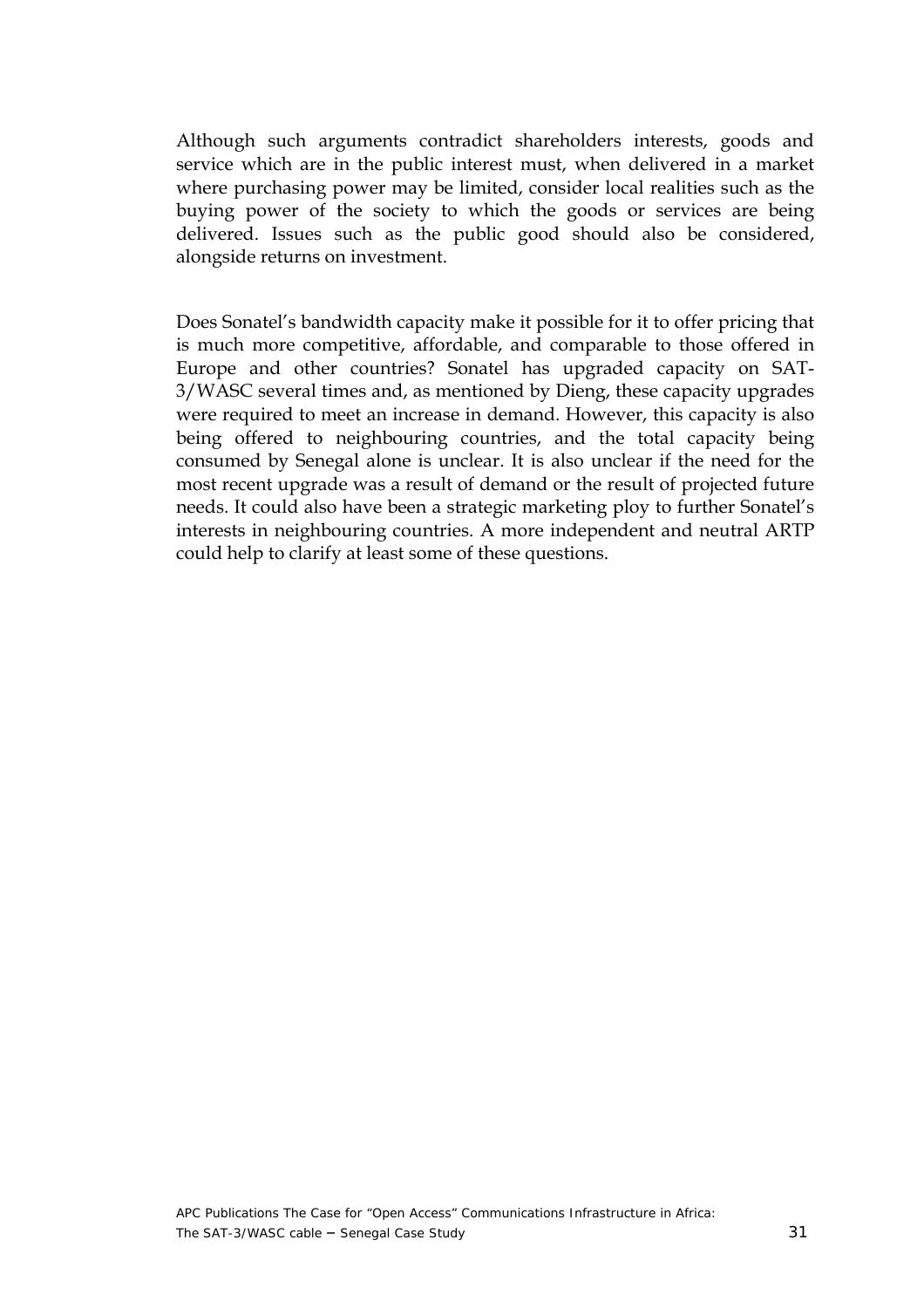Although such arguments contradict shareholders interests, goods and service which are in the public interest must, when delivered in a market where purchasing power may be limited, consider local realities such as the buying power of the society to which the goods or services are being delivered. Issues such as the public good should also be considered, alongside returns on investment.

Does Sonatel's bandwidth capacity make it possible for it to offer pricing that is much more competitive, affordable, and comparable to those offered in Europe and other countries? Sonatel has upgraded capacity on SAT-3/WASC several times and, as mentioned by Dieng, these capacity upgrades were required to meet an increase in demand. However, this capacity is also being offered to neighbouring countries, and the total capacity being consumed by Senegal alone is unclear. It is also unclear if the need for the most recent upgrade was a result of demand or the result of projected future needs. It could also have been a strategic marketing ploy to further Sonatel's interests in neighbouring countries. A more independent and neutral ARTP could help to clarify at least some of these questions.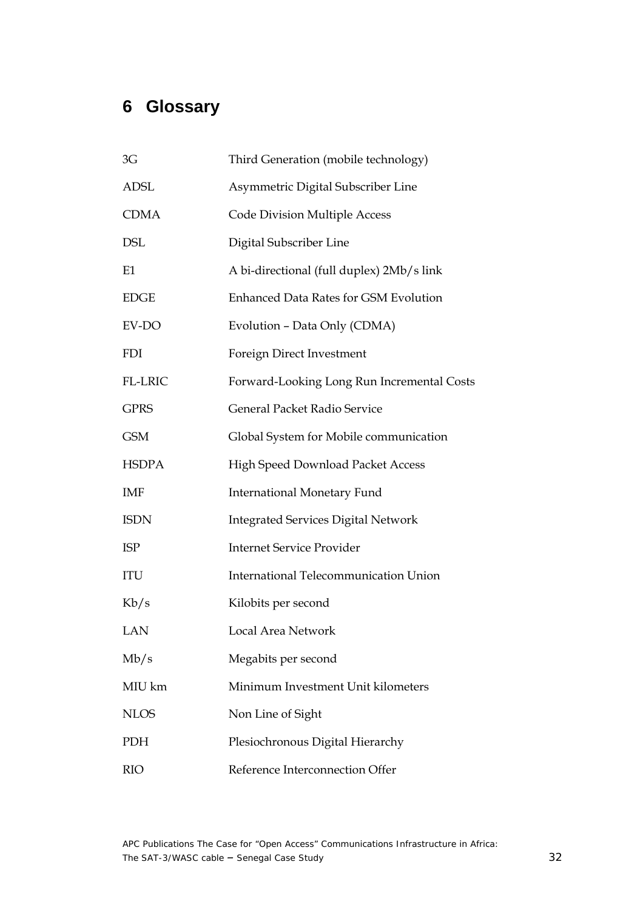# 6 Glossary

| | |
|---|---|
| 3G | Third Generation (mobile technology) |
| ADSL | Asymmetric Digital Subscriber Line |
| CDMA | Code Division Multiple Access |
| DSL | Digital Subscriber Line |
| E1 | A bi-directional (full duplex) 2Mb/s link |
| EDGE | Enhanced Data Rates for GSM Evolution |
| EV-DO | Evolution – Data Only (CDMA) |
| FDI | Foreign Direct Investment |
| FL-LRIC | Forward-Looking Long Run Incremental Costs |
| GPRS | General Packet Radio Service |
| GSM | Global System for Mobile communication |
| HSDPA | High Speed Download Packet Access |
| IMF | International Monetary Fund |
| ISDN | Integrated Services Digital Network |
| ISP | Internet Service Provider |
| ITU | International Telecommunication Union |
| Kb/s | Kilobits per second |
| LAN | Local Area Network |
| Mb/s | Megabits per second |
| MIU km | Minimum Investment Unit kilometers |
| NLOS | Non Line of Sight |
| PDH | Plesiochronous Digital Hierarchy |
| RIO | Reference Interconnection Offer |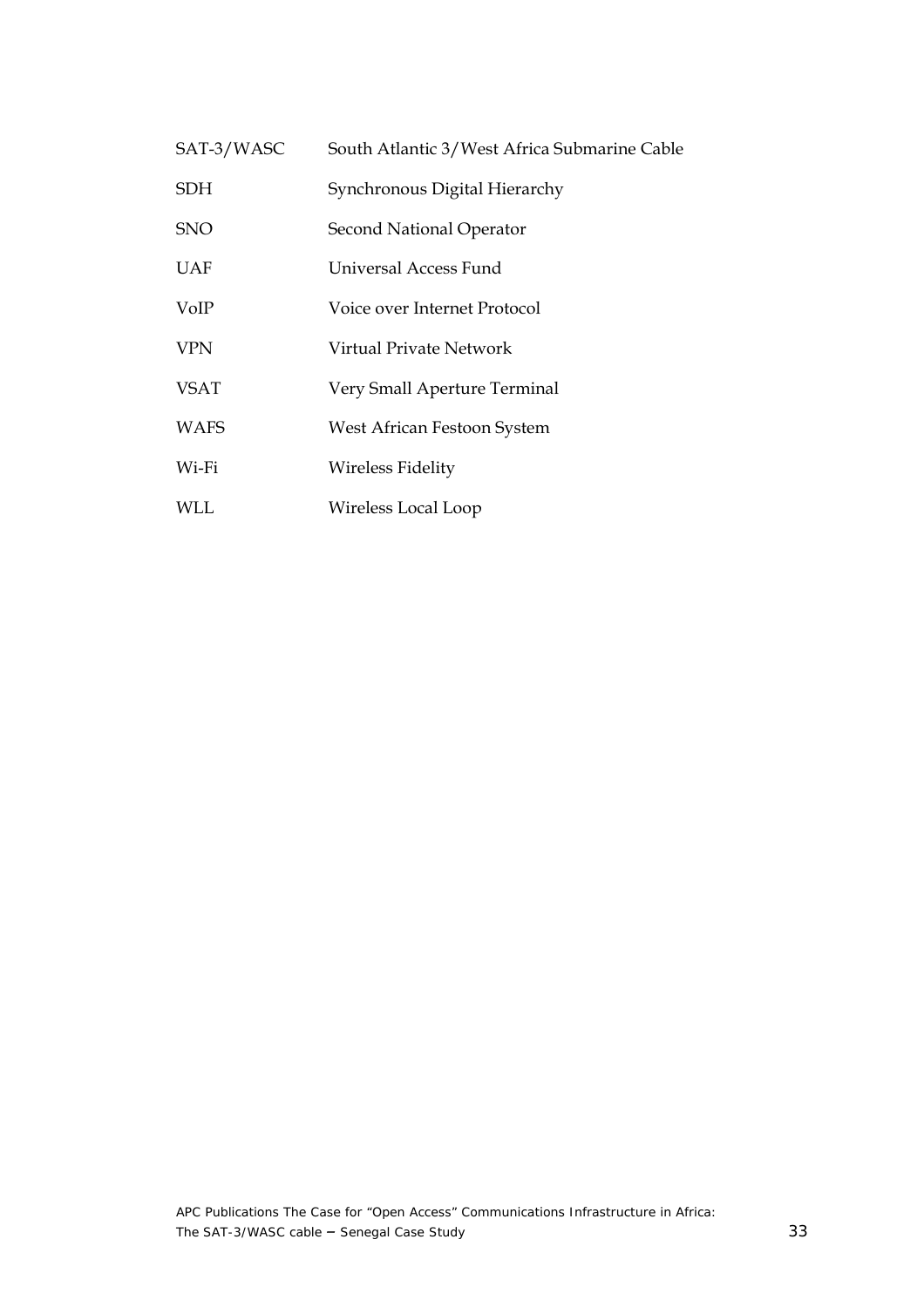| | |
|---|---|
| SAT-3/WASC | South Atlantic 3/West Africa Submarine Cable |
| SDH | Synchronous Digital Hierarchy |
| SNO | Second National Operator |
| UAF | Universal Access Fund |
| VoIP | Voice over Internet Protocol |
| VPN | Virtual Private Network |
| VSAT | Very Small Aperture Terminal |
| WAFS | West African Festoon System |
| Wi-Fi | Wireless Fidelity |
| WLL | Wireless Local Loop |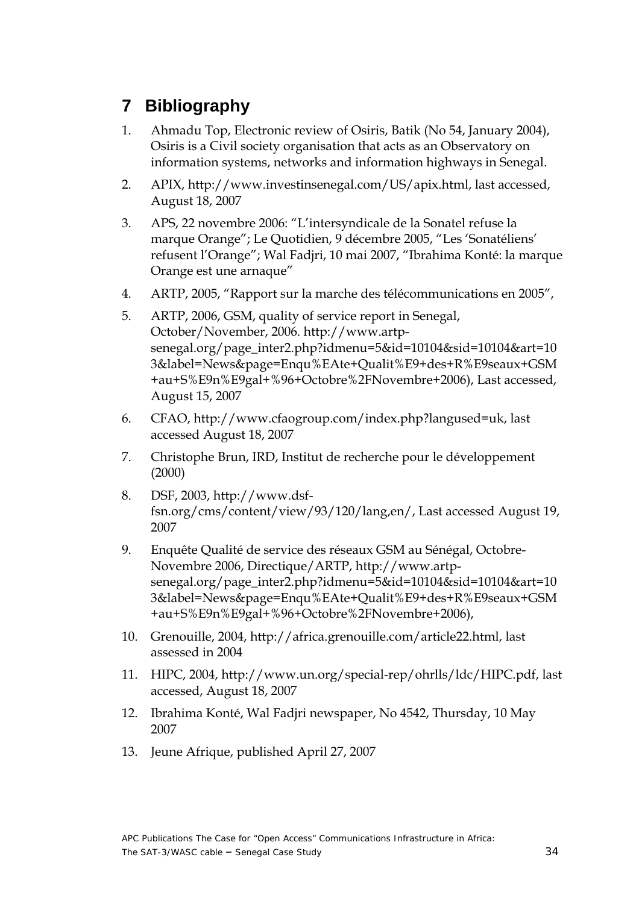# 7 Bibliography

1. Ahmadu Top, Electronic review of Osiris, Batik (No 54, January 2004), Osiris is a Civil society organisation that acts as an Observatory on information systems, networks and information highways in Senegal.
2. APIX, http://www.investinsenegal.com/US/apix.html, last accessed, August 18, 2007
3. APS, 22 novembre 2006: "L'intersyndicale de la Sonatel refuse la marque Orange"; Le Quotidien, 9 décembre 2005, "Les 'Sonatéliens' refusent l'Orange"; Wal Fadjri, 10 mai 2007, "Ibrahima Konté: la marque Orange est une arnaque"
4. ARTP, 2005, "Rapport sur la marche des télécommunications en 2005",
5. ARTP, 2006, GSM, quality of service report in Senegal, October/November, 2006. http://www.artp-senegal.org/page_inter2.php?idmenu=5&id=10104&sid=10104&art=103&label=News&page=Enqu%EAte+Qualit%E9+des+R%E9seaux+GSM+au+S%E9n%E9gal+%96+Octobre%2FNovembre+2006), Last accessed, August 15, 2007
6. CFAO, http://www.cfaogroup.com/index.php?langused=uk, last accessed August 18, 2007
7. Christophe Brun, IRD, Institut de recherche pour le développement (2000)
8. DSF, 2003, http://www.dsf-fsn.org/cms/content/view/93/120/lang,en/, Last accessed August 19, 2007
9. Enquête Qualité de service des réseaux GSM au Sénégal, Octobre-Novembre 2006, Directique/ARTP, http://www.artp-senegal.org/page_inter2.php?idmenu=5&id=10104&sid=10104&art=103&label=News&page=Enqu%EAte+Qualit%E9+des+R%E9seaux+GSM+au+S%E9n%E9gal+%96+Octobre%2FNovembre+2006),
10. Grenouille, 2004, http://africa.grenouille.com/article22.html, last assessed in 2004
11. HIPC, 2004, http://www.un.org/special-rep/ohrlls/ldc/HIPC.pdf, last accessed, August 18, 2007
12. Ibrahima Konté, Wal Fadjri newspaper, No 4542, Thursday, 10 May 2007
13. Jeune Afrique, published April 27, 2007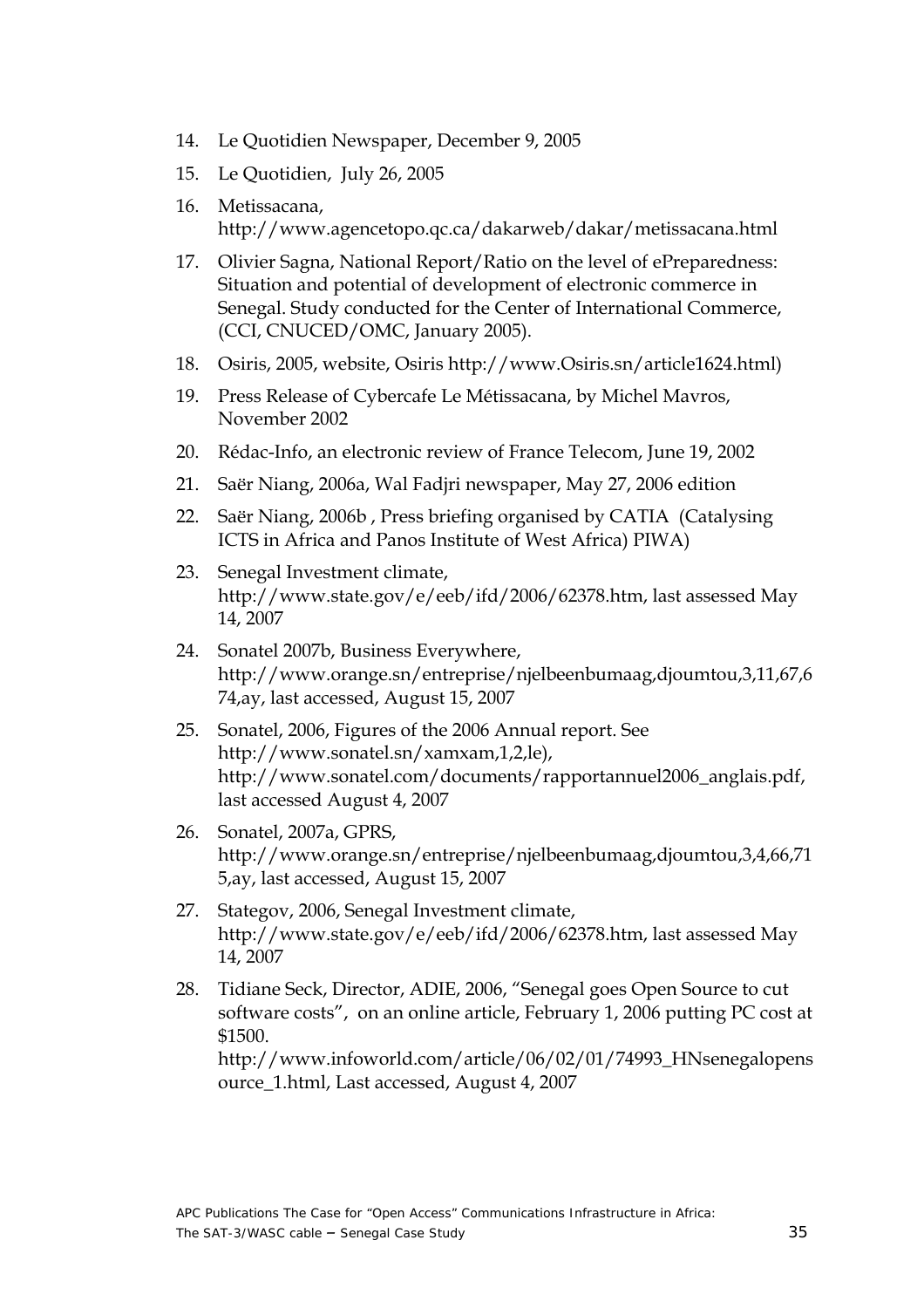14. Le Quotidien Newspaper, December 9, 2005
15. Le Quotidien, July 26, 2005
16. Metissacana, http://www.agencetopo.qc.ca/dakarweb/dakar/metissacana.html
17. Olivier Sagna, National Report/Ratio on the level of ePreparedness: Situation and potential of development of electronic commerce in Senegal. Study conducted for the Center of International Commerce, (CCI, CNUCED/OMC, January 2005).
18. Osiris, 2005, website, Osiris http://www.Osiris.sn/article1624.html)
19. Press Release of Cybercafe Le Métissacana, by Michel Mavros, November 2002
20. Rédac-Info, an electronic review of France Telecom, June 19, 2002
21. Saër Niang, 2006a, Wal Fadjri newspaper, May 27, 2006 edition
22. Saër Niang, 2006b , Press briefing organised by CATIA (Catalysing ICTS in Africa and Panos Institute of West Africa) PIWA)
23. Senegal Investment climate, http://www.state.gov/e/eeb/ifd/2006/62378.htm, last assessed May 14, 2007
24. Sonatel 2007b, Business Everywhere, http://www.orange.sn/entreprise/njelbeenbumaag,djoumtou,3,11,67,674,ay, last accessed, August 15, 2007
25. Sonatel, 2006, Figures of the 2006 Annual report. See http://www.sonatel.sn/xamxam,1,2,le), http://www.sonatel.com/documents/rapportannuel2006_anglais.pdf, last accessed August 4, 2007
26. Sonatel, 2007a, GPRS, http://www.orange.sn/entreprise/njelbeenbumaag,djoumtou,3,4,66,715,ay, last accessed, August 15, 2007
27. Stategov, 2006, Senegal Investment climate, http://www.state.gov/e/eeb/ifd/2006/62378.htm, last assessed May 14, 2007
28. Tidiane Seck, Director, ADIE, 2006, "Senegal goes Open Source to cut software costs", on an online article, February 1, 2006 putting PC cost at $1500. http://www.infoworld.com/article/06/02/01/74993_HNsenegalopensource_1.html, Last accessed, August 4, 2007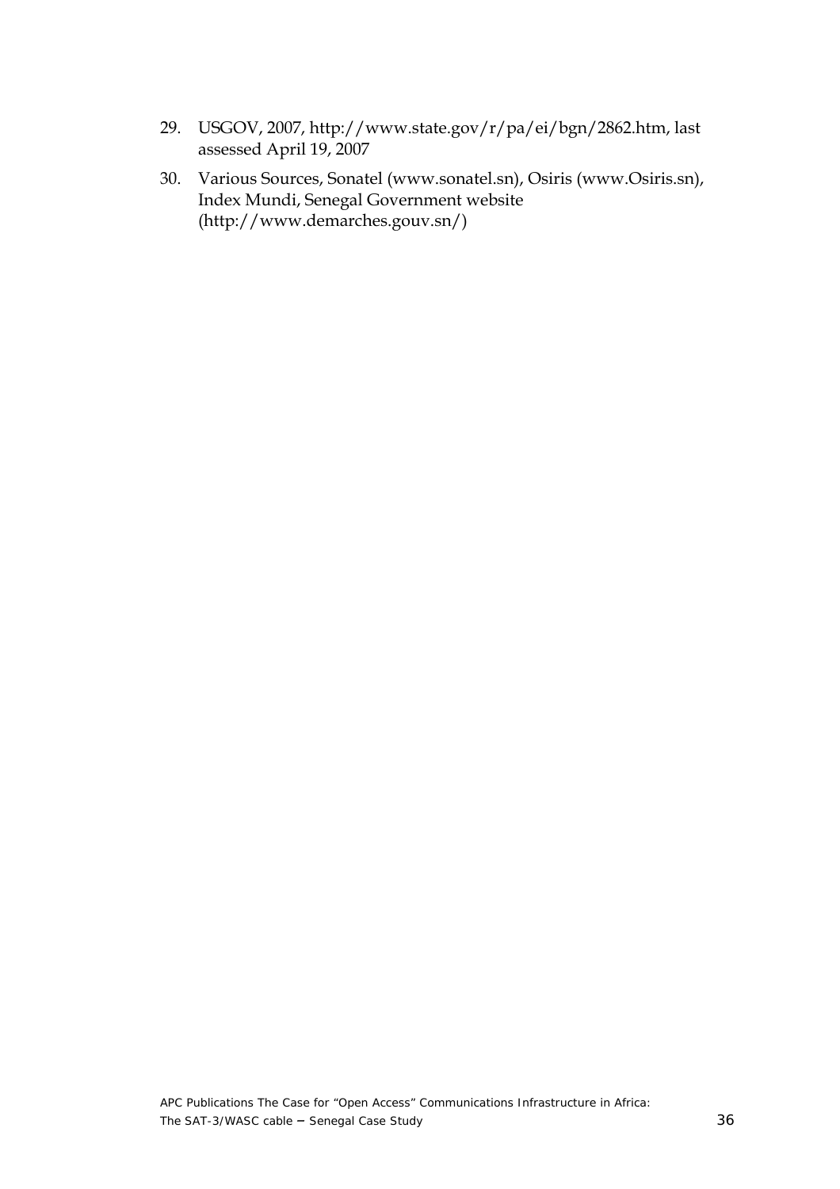29. USGOV, 2007, http://www.state.gov/r/pa/ei/bgn/2862.htm, last assessed April 19, 2007
30. Various Sources, Sonatel (www.sonatel.sn), Osiris (www.Osiris.sn), Index Mundi, Senegal Government website (http://www.demarches.gouv.sn/)